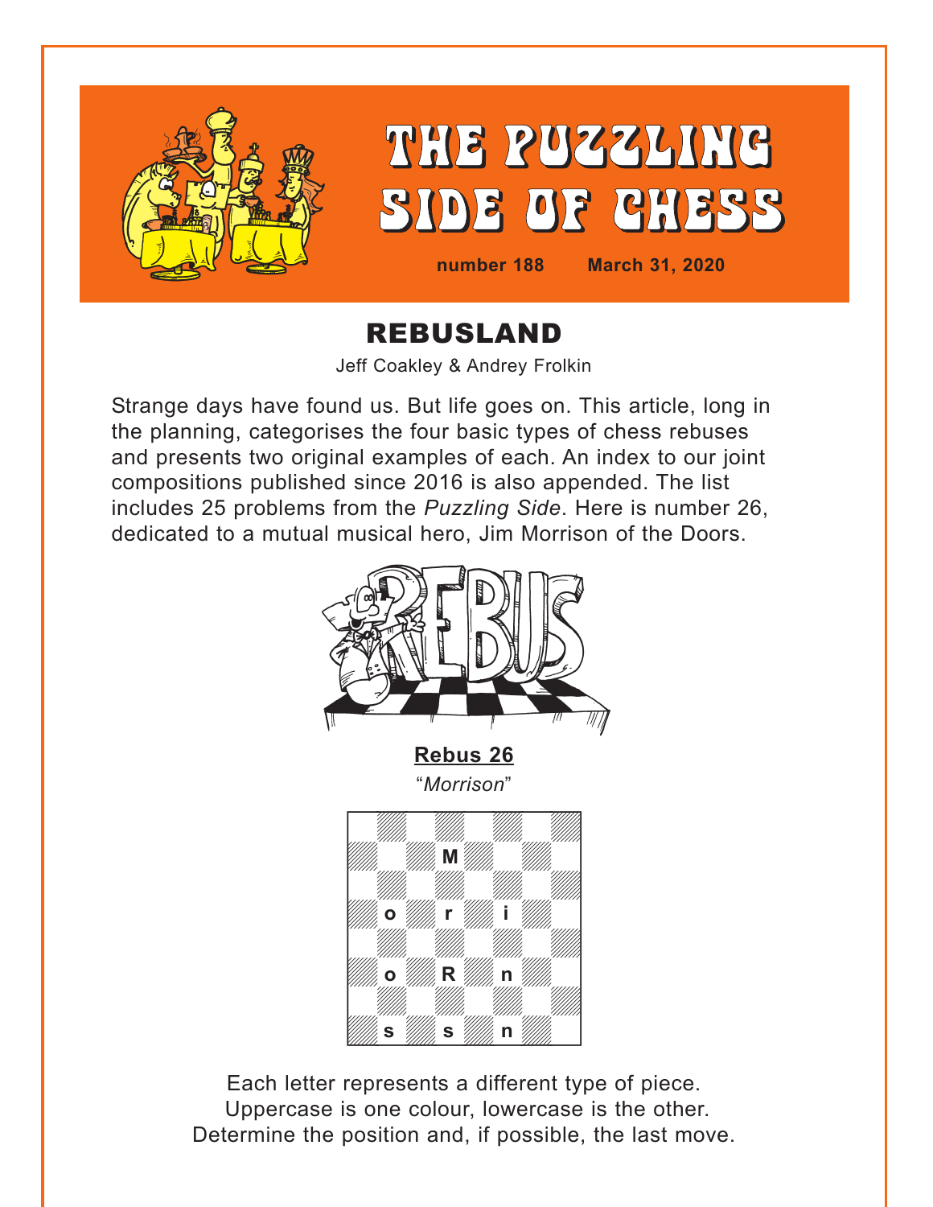# THE PUZZLING SIDE OF CHESS

**number 188** **March 31, 2020**

## REBUSLAND

Jeff Coakley & Andrey Frolkin

Strange days have found us. But life goes on. This article, long in the planning, categorises the four basic types of chess rebuses and presents two original examples of each. An index to our joint compositions published since 2016 is also appended. The list includes 25 problems from the *Puzzling Side*. Here is number 26, dedicated to a mutual musical hero, Jim Morrison of the Doors.

**Rebus 26**

"*Morrison*"

| | | | | | | | |
|---|---|---|---|---|---|---|---|
| | | | | | | | |
| | | M | | | | | |
| | | | | | | | |
| | o | | r | | i | | |
| | | | | | | | |
| | o | | R | | n | | |
| | | | | | | | |
| | s | | s | | n | | |

Each letter represents a different type of piece.
Uppercase is one colour, lowercase is the other.
Determine the position and, if possible, the last move.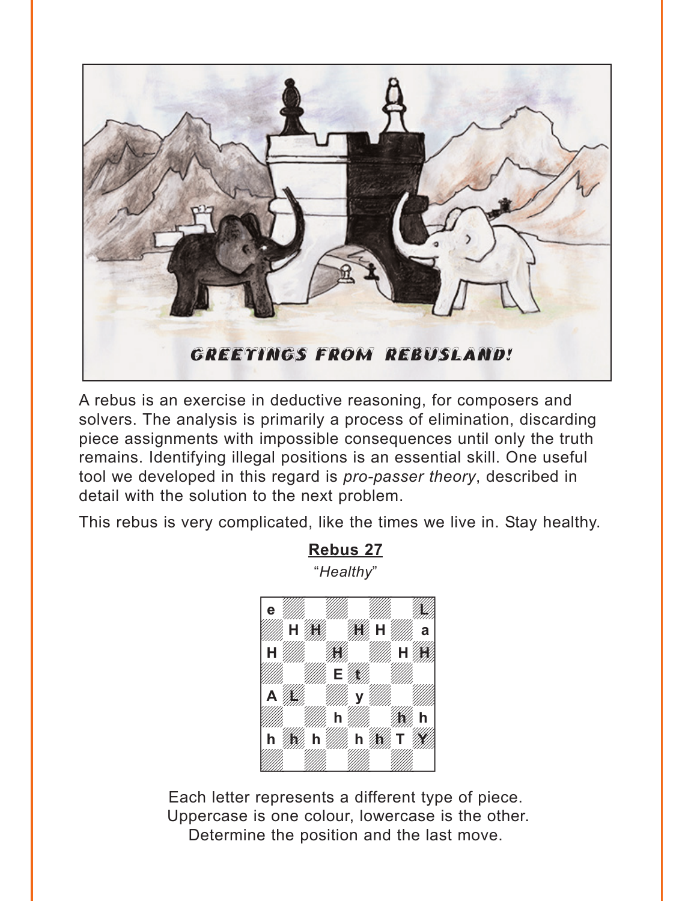A rebus is an exercise in deductive reasoning, for composers and solvers. The analysis is primarily a process of elimination, discarding piece assignments with impossible consequences until only the truth remains. Identifying illegal positions is an essential skill. One useful tool we developed in this regard is *pro-passer theory*, described in detail with the solution to the next problem.

This rebus is very complicated, like the times we live in. Stay healthy.

## Rebus 27

"*Healthy*"

| | | | | | | | |
|---|---|---|---|---|---|---|---|
| e | | | | | | | L |
| | H | H | | H | H | | a |
| H | | | H | | | H | H |
| | | | E | t | | | |
| A | L | | | y | | | |
| | | | h | | | h | h |
| h | h | h | | h | h | T | Y |
| | | | | | | | |

Each letter represents a different type of piece.
Uppercase is one colour, lowercase is the other.
Determine the position and the last move.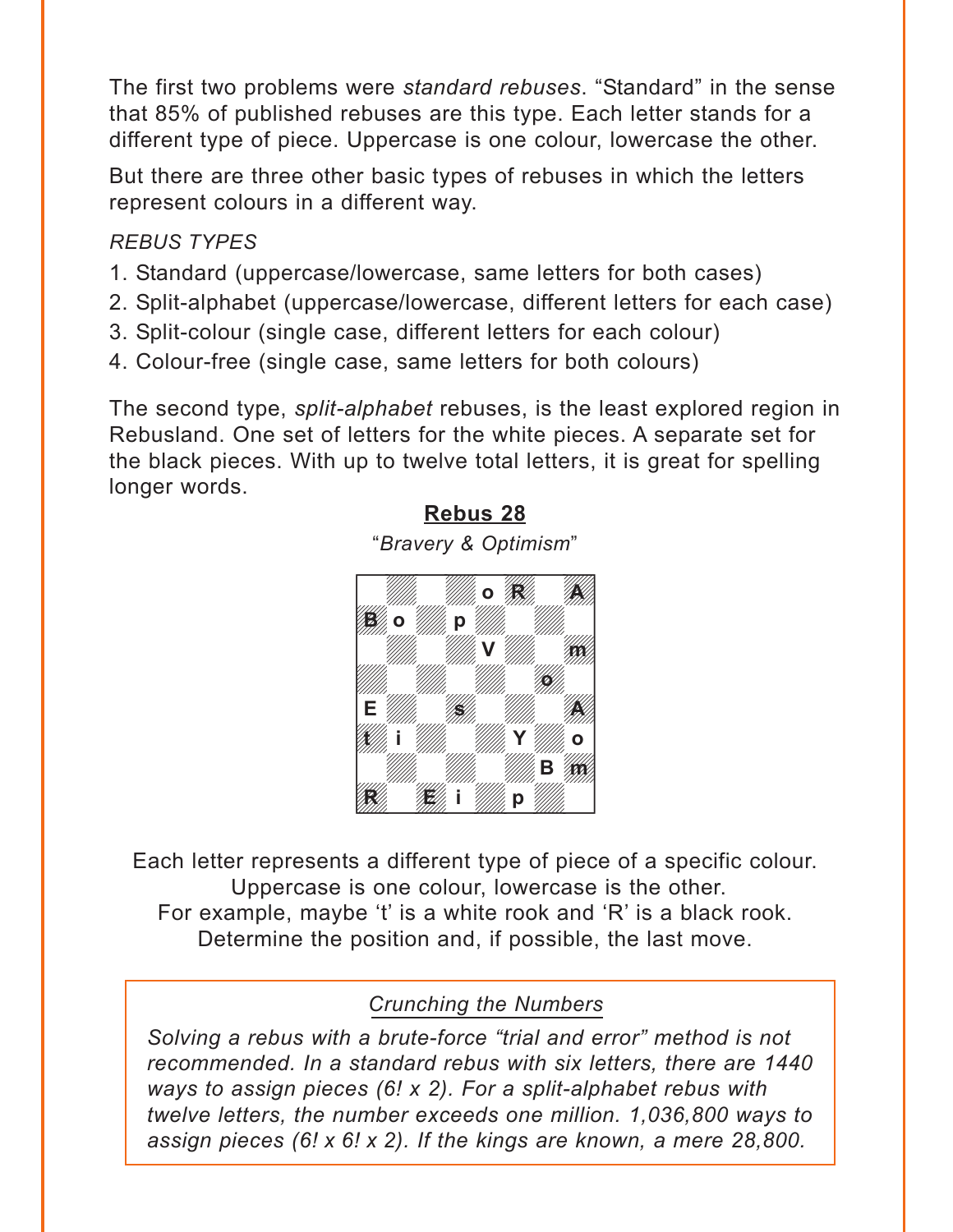The first two problems were *standard rebuses*. “Standard” in the sense that 85% of published rebuses are this type. Each letter stands for a different type of piece. Uppercase is one colour, lowercase the other.

But there are three other basic types of rebuses in which the letters represent colours in a different way.

*REBUS TYPES*

1. Standard (uppercase/lowercase, same letters for both cases)
2. Split-alphabet (uppercase/lowercase, different letters for each case)
3. Split-colour (single case, different letters for each colour)
4. Colour-free (single case, same letters for both colours)

The second type, *split-alphabet* rebuses, is the least explored region in Rebusland. One set of letters for the white pieces. A separate set for the black pieces. With up to twelve total letters, it is great for spelling longer words.

**Rebus 28**

*“Bravery & Optimism”*

| | a | b | c | d | e | f | g | h |
|---|---|---|---|---|---|---|---|---|
| 8 | | | | | o | R | | A |
| 7 | B | o | | p | | | | |
| 6 | | | | | V | | | m |
| 5 | | | | | | | o | |
| 4 | E | | | s | | | | A |
| 3 | t | i | | | | Y | | o |
| 2 | | | | | | | B | m |
| 1 | R | | E | i | | p | | |

Each letter represents a different type of piece of a specific colour.
Uppercase is one colour, lowercase is the other.
For example, maybe ‘t’ is a white rook and ‘R’ is a black rook.
Determine the position and, if possible, the last move.

> *Crunching the Numbers*
>
> *Solving a rebus with a brute-force “trial and error” method is not recommended. In a standard rebus with six letters, there are 1440 ways to assign pieces (6! x 2). For a split-alphabet rebus with twelve letters, the number exceeds one million. 1,036,800 ways to assign pieces (6! x 6! x 2). If the kings are known, a mere 28,800.*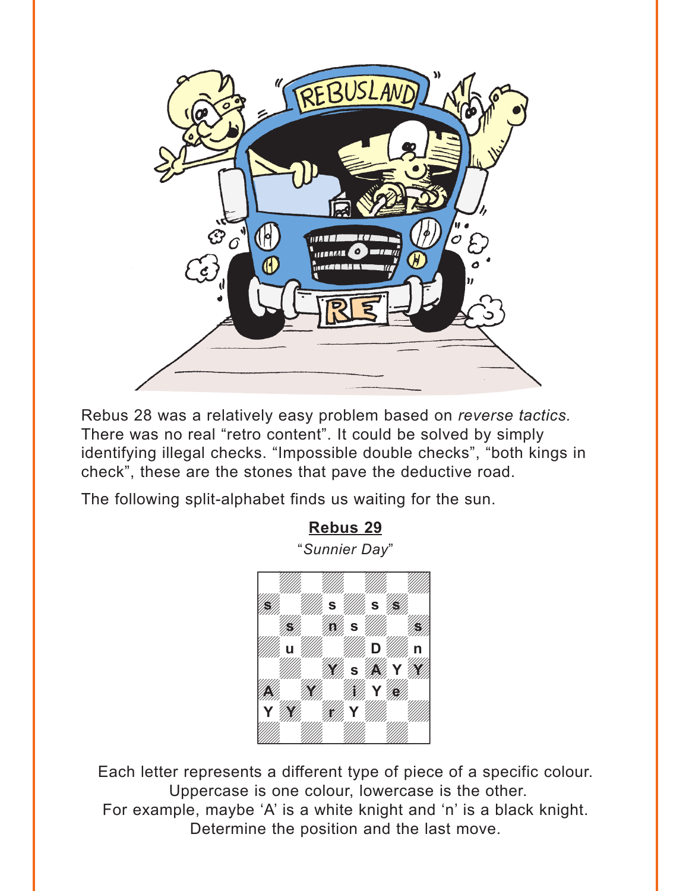Rebus 28 was a relatively easy problem based on *reverse tactics.* There was no real "retro content". It could be solved by simply identifying illegal checks. "Impossible double checks", "both kings in check", these are the stones that pave the deductive road.

The following split-alphabet finds us waiting for the sun.

## Rebus 29

*"Sunnier Day"*

| | a | b | c | d | e | f | g | h |
|---|---|---|---|---|---|---|---|---|
| 8 | | | | | | | | |
| 7 | s | | | s | | s | s | |
| 6 | | s | | n | s | | | s |
| 5 | | u | | | | D | | n |
| 4 | | | | Y | s | A | Y | Y |
| 3 | A | | Y | | i | Y | e | |
| 2 | Y | Y | | r | Y | | | |
| 1 | | | | | | | | |

Each letter represents a different type of piece of a specific colour.
Uppercase is one colour, lowercase is the other.
For example, maybe 'A' is a white knight and 'n' is a black knight.
Determine the position and the last move.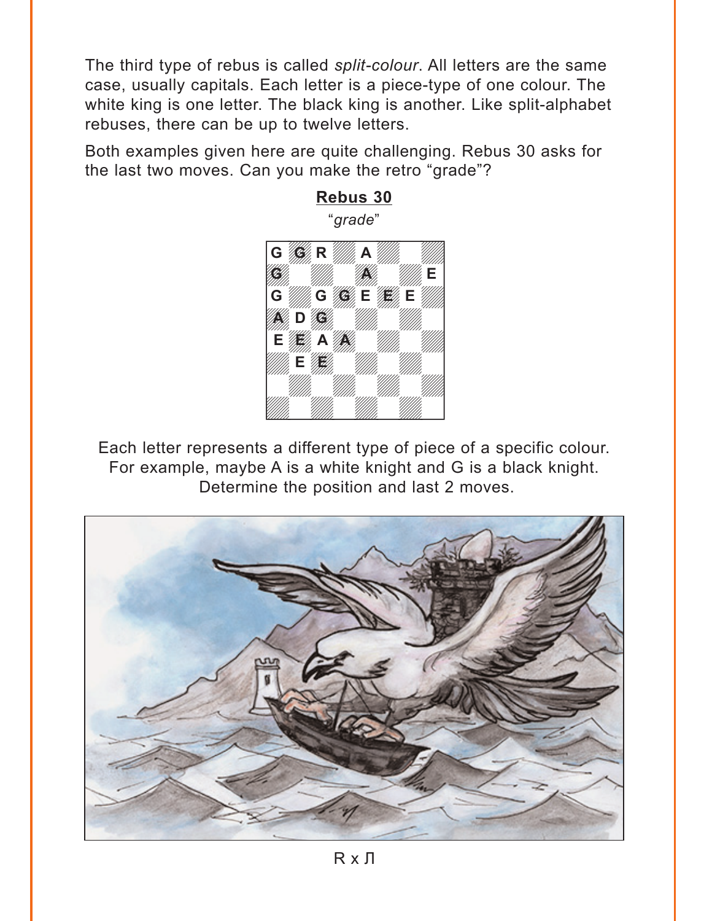The third type of rebus is called *split-colour*. All letters are the same case, usually capitals. Each letter is a piece-type of one colour. The white king is one letter. The black king is another. Like split-alphabet rebuses, there can be up to twelve letters.

Both examples given here are quite challenging. Rebus 30 asks for the last two moves. Can you make the retro "grade"?

## Rebus 30

"*grade*"

| a | b | c | d | e | f | g | h |
|---|---|---|---|---|---|---|---|
| G | G | R |  | A |  |  |  |
| G |  |  |  | A |  |  | E |
| G |  | G | G | E | E | E |  |
| A | D | G |  |  |  |  |  |
| E | E | A | A |  |  |  |  |
|  | E | E |  |  |  |  |  |
|  |  |  |  |  |  |  |  |
|  |  |  |  |  |  |  |  |

Each letter represents a different type of piece of a specific colour. For example, maybe A is a white knight and G is a black knight. Determine the position and last 2 moves.

R x Л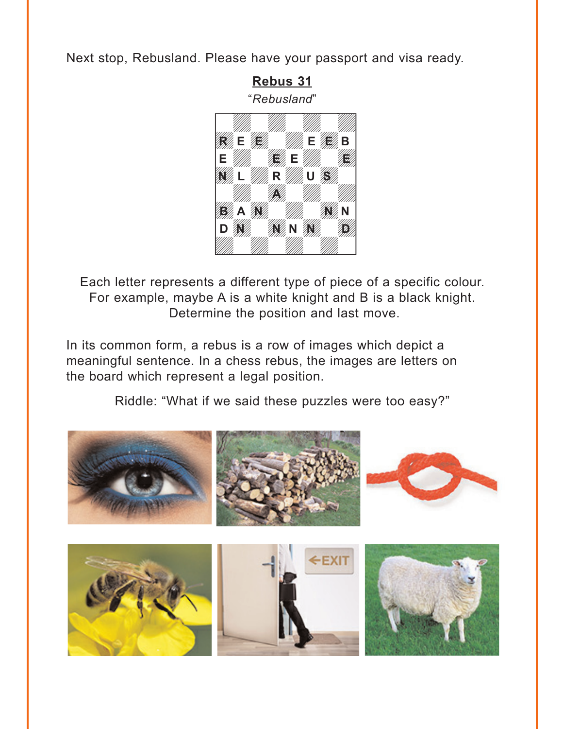Next stop, Rebusland. Please have your passport and visa ready.

## Rebus 31

"*Rebusland*"

| | | | | | | | |
|---|---|---|---|---|---|---|---|
| | | | | | | | |
| R | E | E | | | E | E | B |
| E | | | E | E | | | E |
| N | L | | R | | U | S | |
| | | | A | | | | |
| B | A | N | | | | N | N |
| D | N | | N | N | N | | D |
| | | | | | | | |

Each letter represents a different type of piece of a specific colour. For example, maybe A is a white knight and B is a black knight. Determine the position and last move.

In its common form, a rebus is a row of images which depict a meaningful sentence. In a chess rebus, the images are letters on the board which represent a legal position.

Riddle: "What if we said these puzzles were too easy?"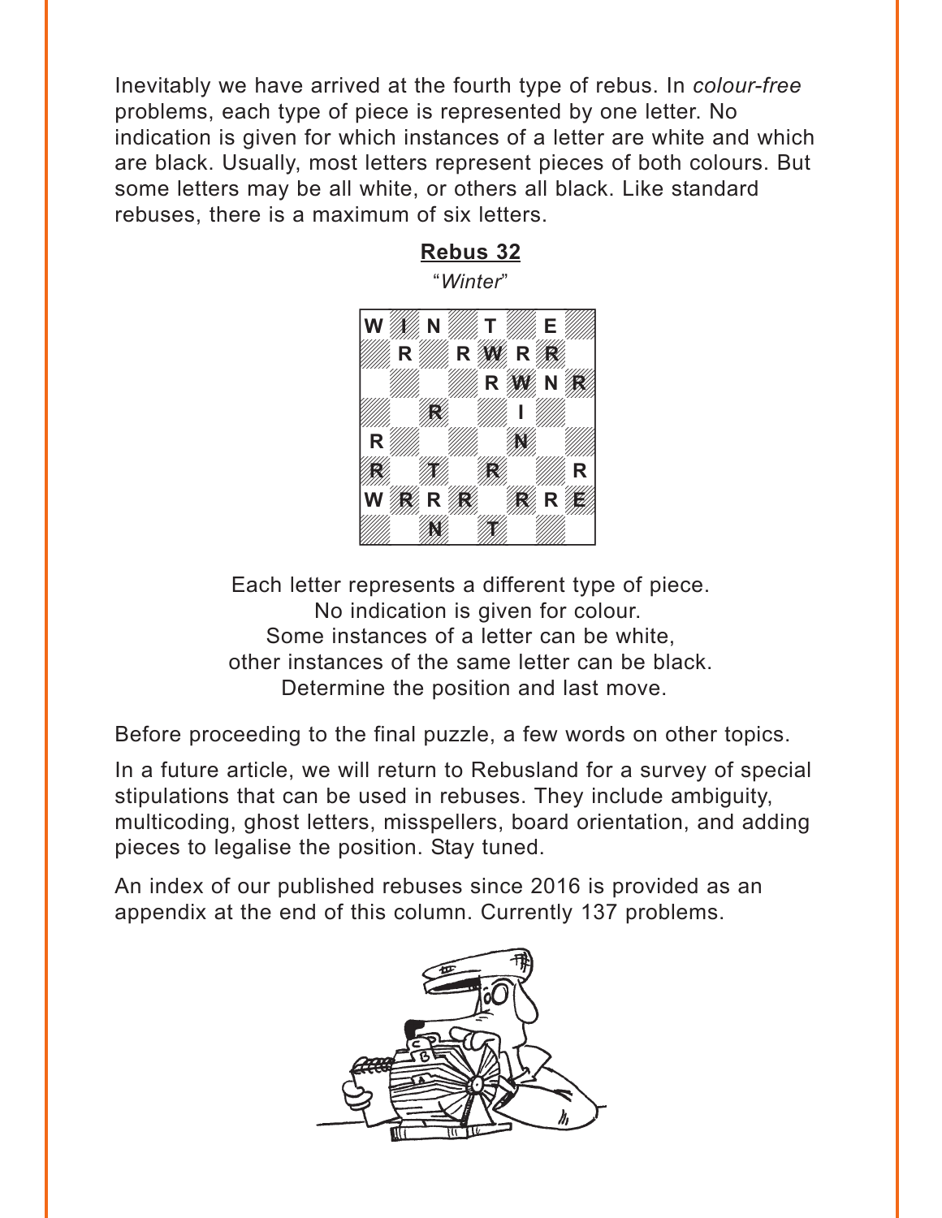Inevitably we have arrived at the fourth type of rebus. In *colour-free* problems, each type of piece is represented by one letter. No indication is given for which instances of a letter are white and which are black. Usually, most letters represent pieces of both colours. But some letters may be all white, or others all black. Like standard rebuses, there is a maximum of six letters.

**Rebus 32**

"*Winter*"

| a | b | c | d | e | f | g | h |
|---|---|---|---|---|---|---|---|
| W | I | N |  | T |  | E |  |
|  | R |  | R | W | R | R |  |
|  |  |  |  | R | W | N | R |
|  |  | R |  |  | I |  |  |
| R |  |  |  |  | N |  |  |
| R |  | T |  | R |  |  | R |
| W | R | R | R |  | R | R | E |
|  |  | N |  | T |  |  |  |

Each letter represents a different type of piece.
No indication is given for colour.
Some instances of a letter can be white,
other instances of the same letter can be black.
Determine the position and last move.

Before proceeding to the final puzzle, a few words on other topics.

In a future article, we will return to Rebusland for a survey of special stipulations that can be used in rebuses. They include ambiguity, multicoding, ghost letters, misspellers, board orientation, and adding pieces to legalise the position. Stay tuned.

An index of our published rebuses since 2016 is provided as an appendix at the end of this column. Currently 137 problems.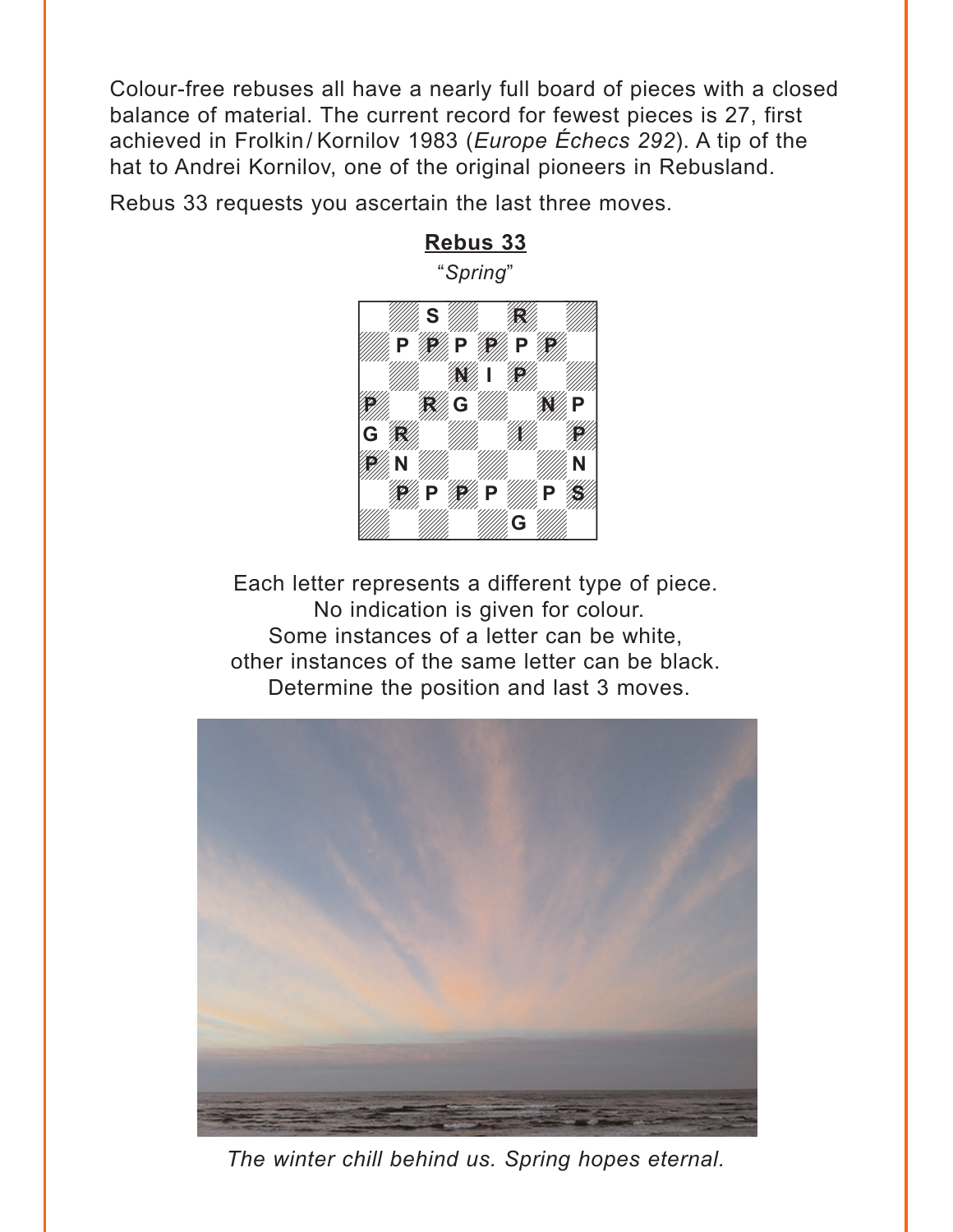Colour-free rebuses all have a nearly full board of pieces with a closed balance of material. The current record for fewest pieces is 27, first achieved in Frolkin / Kornilov 1983 (*Europe Échecs 292*). A tip of the hat to Andrei Kornilov, one of the original pioneers in Rebusland.

Rebus 33 requests you ascertain the last three moves.

**Rebus 33**

"*Spring*"

| | | | | | | | |
|---|---|---|---|---|---|---|---|
| | | S | | | R | | |
| | P | P | P | P | P | P | |
| | | | N | I | P | | |
| P | | R | G | | | N | P |
| G | R | | | | I | | P |
| P | N | | | | | | N |
| | P | P | P | P | | P | S |
| | | | | | G | | |

Each letter represents a different type of piece.
No indication is given for colour.
Some instances of a letter can be white,
other instances of the same letter can be black.
Determine the position and last 3 moves.

*The winter chill behind us. Spring hopes eternal.*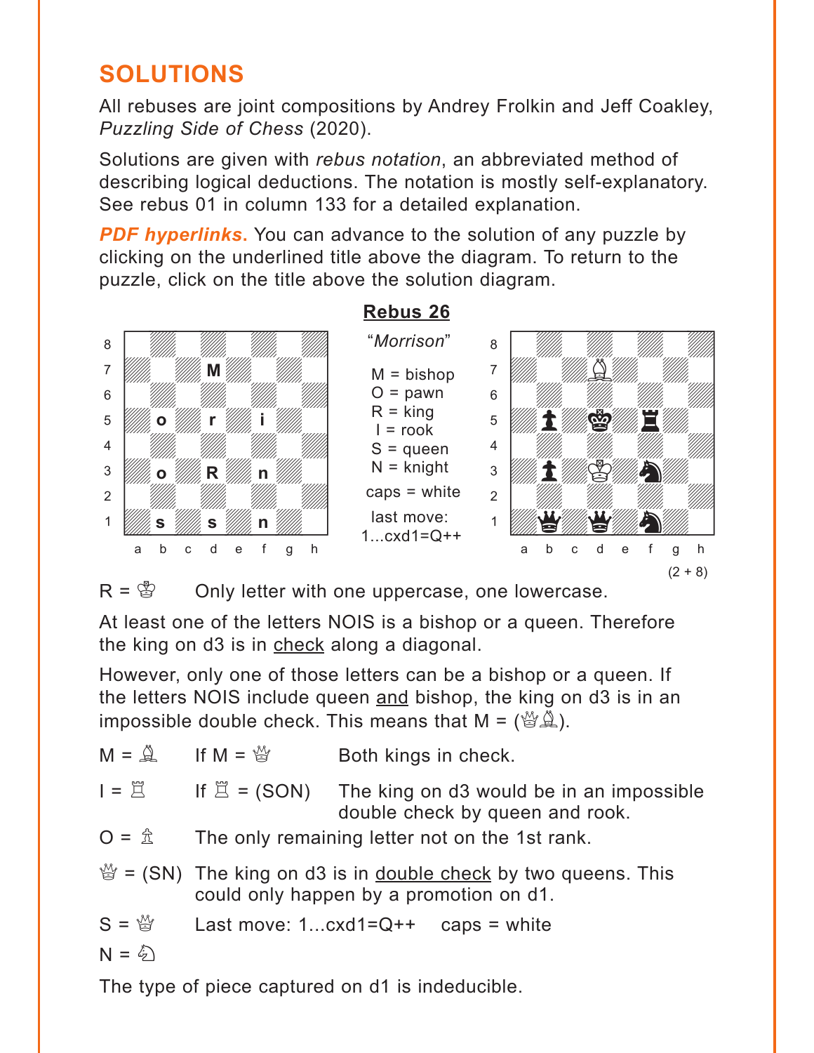## SOLUTIONS

All rebuses are joint compositions by Andrey Frolkin and Jeff Coakley, *Puzzling Side of Chess* (2020).

Solutions are given with *rebus notation*, an abbreviated method of describing logical deductions. The notation is mostly self-explanatory. See rebus 01 in column 133 for a detailed explanation.

***PDF hyperlinks.*** You can advance to the solution of any puzzle by clicking on the underlined title above the diagram. To return to the puzzle, click on the title above the solution diagram.

### Rebus 26

"*Morrison*"

M = bishop
O = pawn
R = king
I = rook
S = queen
N = knight

caps = white

last move:
1...cxd1=Q++

(2 + 8)

R = ♔ Only letter with one uppercase, one lowercase.

At least one of the letters NOIS is a bishop or a queen. Therefore the king on d3 is in check along a diagonal.

However, only one of those letters can be a bishop or a queen. If the letters NOIS include queen and bishop, the king on d3 is in an impossible double check. This means that M = (♕♗).

| | | |
|---|---|---|
| M = ♗ | If M = ♕ | Both kings in check. |
| I = ♖ | If ♖ = (SON) | The king on d3 would be in an impossible double check by queen and rook. |
| O = ♙ | The only remaining letter not on the 1st rank. | |
| ♕ = (SN) | The king on d3 is in double check by two queens. This could only happen by a promotion on d1. | |
| S = ♕ | Last move: 1...cxd1=Q++ caps = white | |
| N = ♘ | | |

The type of piece captured on d1 is indeducible.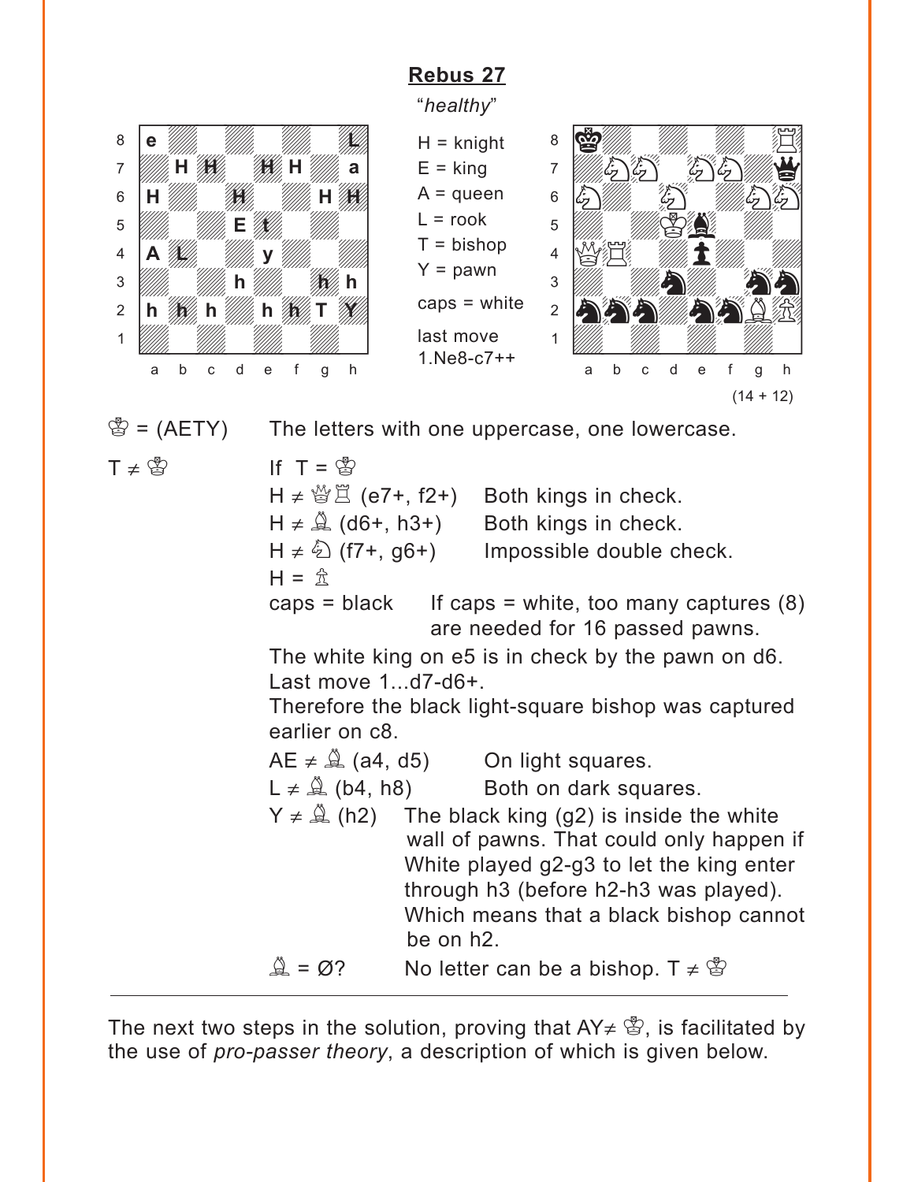# Rebus 27

"*healthy*"

H = knight
E = king
A = queen
L = rook
T = bishop
Y = pawn
caps = white

last move
1.Ne8-c7++

(14 + 12)

♔ = (AETY) The letters with one uppercase, one lowercase.

T ≠ ♔

If T = ♔

H ≠ ♕♖ (e7+, f2+) Both kings in check.

H ≠ ♗ (d6+, h3+) Both kings in check.

H ≠ ♘ (f7+, g6+) Impossible double check.

H = ♙

caps = black If caps = white, too many captures (8) are needed for 16 passed pawns.

The white king on e5 is in check by the pawn on d6. Last move 1...d7-d6+.

Therefore the black light-square bishop was captured earlier on c8.

AE ≠ ♗ (a4, d5) On light squares.

L ≠ ♗ (b4, h8) Both on dark squares.

Y ≠ ♗ (h2) The black king (g2) is inside the white wall of pawns. That could only happen if White played g2-g3 to let the king enter through h3 (before h2-h3 was played). Which means that a black bishop cannot be on h2.

♗ = Ø? No letter can be a bishop. T ≠ ♔

---

The next two steps in the solution, proving that AY≠ ♔, is facilitated by the use of *pro-passer theory*, a description of which is given below.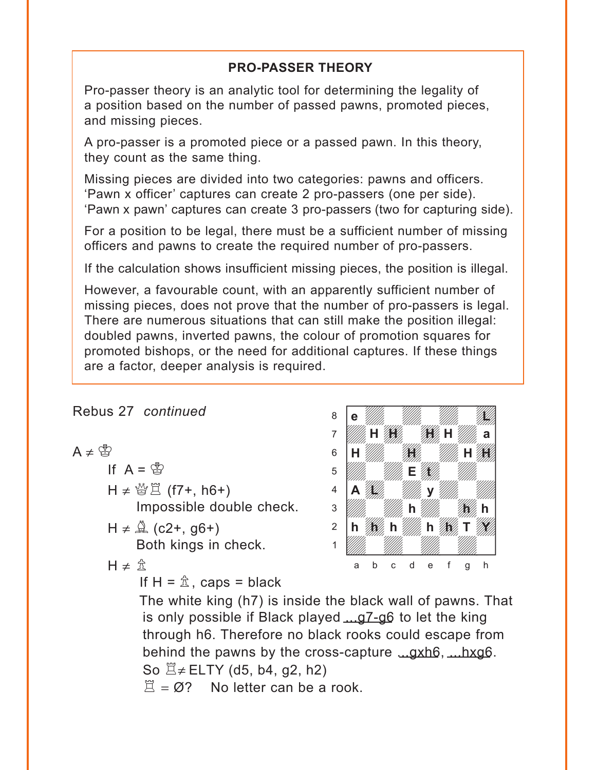**PRO-PASSER THEORY**

Pro-passer theory is an analytic tool for determining the legality of a position based on the number of passed pawns, promoted pieces, and missing pieces.

A pro-passer is a promoted piece or a passed pawn. In this theory, they count as the same thing.

Missing pieces are divided into two categories: pawns and officers. 'Pawn x officer' captures can create 2 pro-passers (one per side). 'Pawn x pawn' captures can create 3 pro-passers (two for capturing side).

For a position to be legal, there must be a sufficient number of missing officers and pawns to create the required number of pro-passers.

If the calculation shows insufficient missing pieces, the position is illegal.

However, a favourable count, with an apparently sufficient number of missing pieces, does not prove that the number of pro-passers is legal. There are numerous situations that can still make the position illegal: doubled pawns, inverted pawns, the colour of promotion squares for promoted bishops, or the need for additional captures. If these things are a factor, deeper analysis is required.

Rebus 27 *continued*

| | a | b | c | d | e | f | g | h |
|---|---|---|---|---|---|---|---|---|
| 8 | e | | | | | | | L |
| 7 | | H | H | | H | H | | a |
| 6 | H | | | H | | | H | H |
| 5 | | | | E | t | | | |
| 4 | A | L | | | y | | | |
| 3 | | | | h | | | h | h |
| 2 | h | h | h | | h | h | T | Y |
| 1 | | | | | | | | |

A ≠ ♔

If A = ♔

H ≠ ♕♖ (f7+, h6+)

Impossible double check.

H ≠ ♗ (c2+, g6+)

Both kings in check.

H ≠ ♙

If H = ♙, caps = black

The white king (h7) is inside the black wall of pawns. That is only possible if Black played ...g7-g6 to let the king through h6. Therefore no black rooks could escape from behind the pawns by the cross-capture ...gxh6, ...hxg6. So ♖≠ ELTY (d5, b4, g2, h2)

♖ = Ø? No letter can be a rook.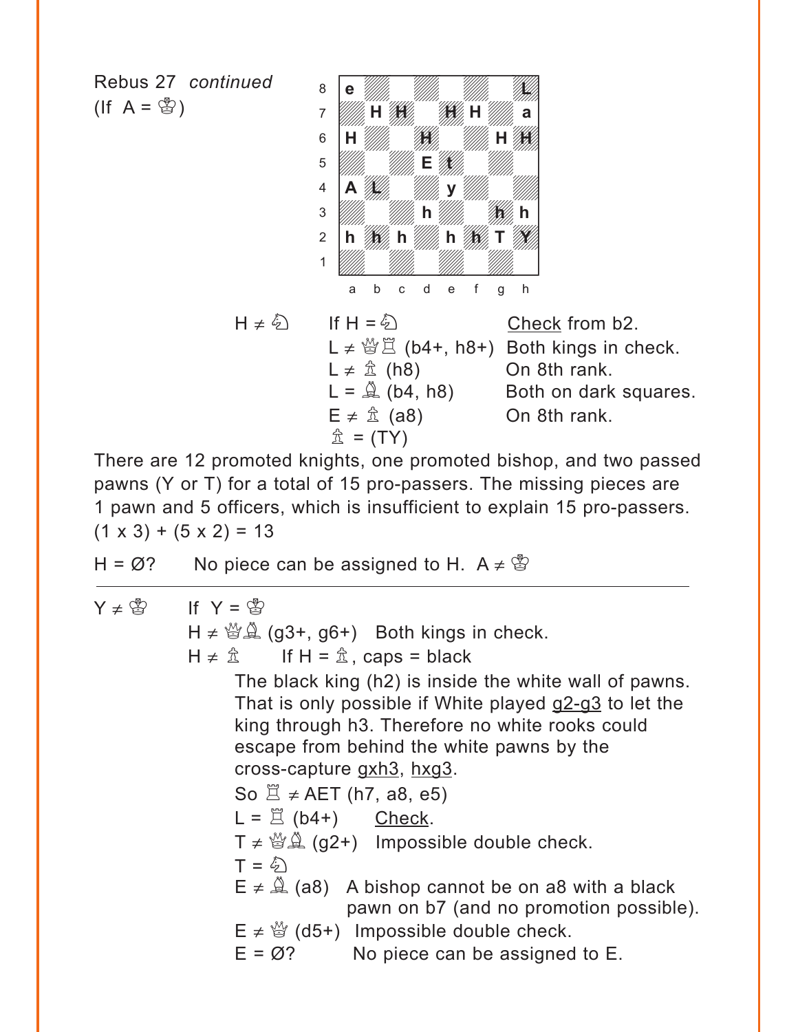Rebus 27 *continued*
(If A = ♔)

| | a | b | c | d | e | f | g | h |
|---|---|---|---|---|---|---|---|---|
| 8 | e | | | | | | | L |
| 7 | | H | H | | H | H | | a |
| 6 | H | | | H | | | H | H |
| 5 | | | | E | t | | | |
| 4 | A | L | | | y | | | |
| 3 | | | | h | | | h | h |
| 2 | h | h | h | | h | h | T | Y |
| 1 | | | | | | | | |

H ≠ ♘ &nbsp;&nbsp;&nbsp; If H = ♘ &nbsp;&nbsp;&nbsp; Check from b2.

L ≠ ♕♖ (b4+, h8+) &nbsp;&nbsp; Both kings in check.

L ≠ ♙ (h8) &nbsp;&nbsp; On 8th rank.

L = ♗ (b4, h8) &nbsp;&nbsp; Both on dark squares.

E ≠ ♙ (a8) &nbsp;&nbsp; On 8th rank.

♙ = (TY)

There are 12 promoted knights, one promoted bishop, and two passed pawns (Y or T) for a total of 15 pro-passers. The missing pieces are 1 pawn and 5 officers, which is insufficient to explain 15 pro-passers. $(1 \times 3) + (5 \times 2) = 13$

H = Ø? &nbsp;&nbsp;&nbsp; No piece can be assigned to H. A ≠ ♔

---

Y ≠ ♔ &nbsp;&nbsp;&nbsp; If Y = ♔

H ≠ ♕♗ (g3+, g6+) &nbsp;&nbsp; Both kings in check.

H ≠ ♙ &nbsp;&nbsp;&nbsp; If H = ♙, caps = black

The black king (h2) is inside the white wall of pawns. That is only possible if White played g2-g3 to let the king through h3. Therefore no white rooks could escape from behind the white pawns by the cross-capture gxh3, hxg3.

So ♖ ≠ AET (h7, a8, e5)

L = ♖ (b4+) &nbsp;&nbsp;&nbsp; Check.

T ≠ ♕♗ (g2+) &nbsp;&nbsp; Impossible double check.

T = ♘

E ≠ ♗ (a8) &nbsp;&nbsp; A bishop cannot be on a8 with a black pawn on b7 (and no promotion possible).

E ≠ ♕ (d5+) &nbsp;&nbsp; Impossible double check.

E = Ø? &nbsp;&nbsp;&nbsp; No piece can be assigned to E.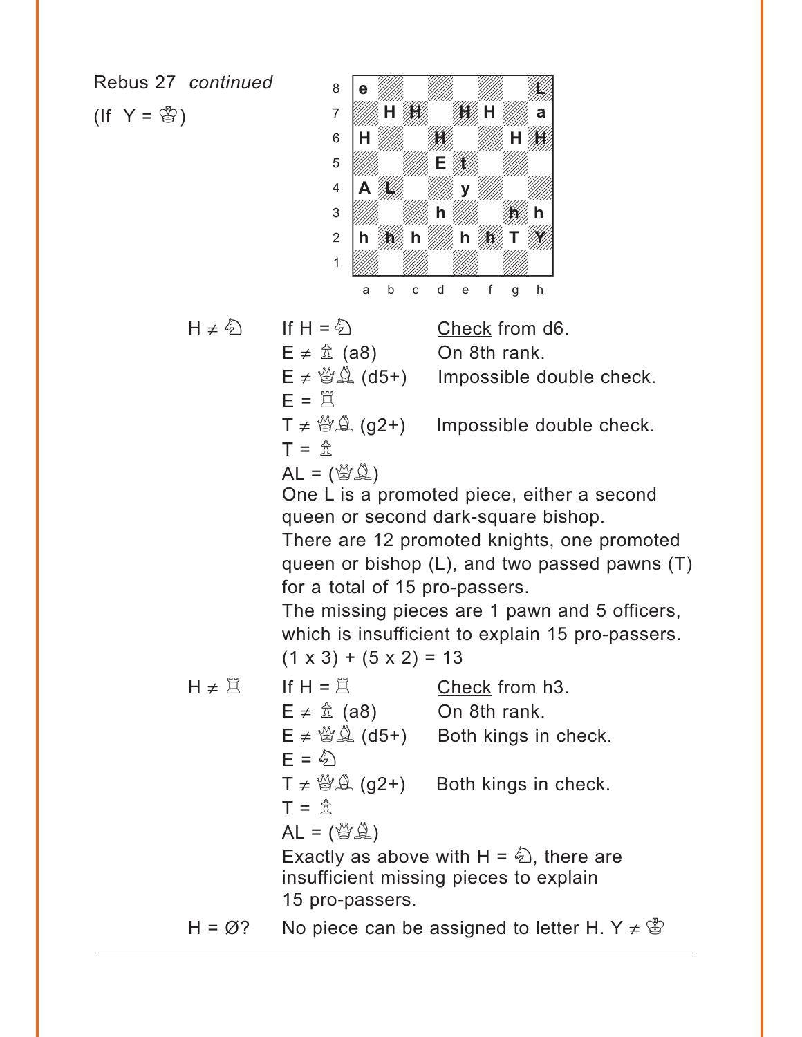Rebus 27 *continued*

(If Y = ♔)

| | a | b | c | d | e | f | g | h |
|---|---|---|---|---|---|---|---|---|
| 8 | e | | | | | | | L |
| 7 | | H | H | | H | H | | a |
| 6 | H | | | H | | | H | H |
| 5 | | | | E | t | | | |
| 4 | A | L | | | y | | | |
| 3 | | | | h | | | h | h |
| 2 | h | h | h | | h | h | T | Y |
| 1 | | | | | | | | |

H ≠ ♘ — If H = ♘ — Check from d6.

E ≠ ♗ (a8) — On 8th rank.

E ≠ ♕♗ (d5+) — Impossible double check.

E = ♖

T ≠ ♕♗ (g2+) — Impossible double check.

T = ♗

AL = (♕♗)

One L is a promoted piece, either a second queen or second dark-square bishop.

There are 12 promoted knights, one promoted queen or bishop (L), and two passed pawns (T) for a total of 15 pro-passers.

The missing pieces are 1 pawn and 5 officers, which is insufficient to explain 15 pro-passers.

$(1 \times 3) + (5 \times 2) = 13$

H ≠ ♖ — If H = ♖ — Check from h3.

E ≠ ♗ (a8) — On 8th rank.

E ≠ ♕♗ (d5+) — Both kings in check.

E = ♘

T ≠ ♕♗ (g2+) — Both kings in check.

T = ♗

AL = (♕♗)

Exactly as above with H = ♘, there are insufficient missing pieces to explain 15 pro-passers.

H = Ø? — No piece can be assigned to letter H. Y ≠ ♔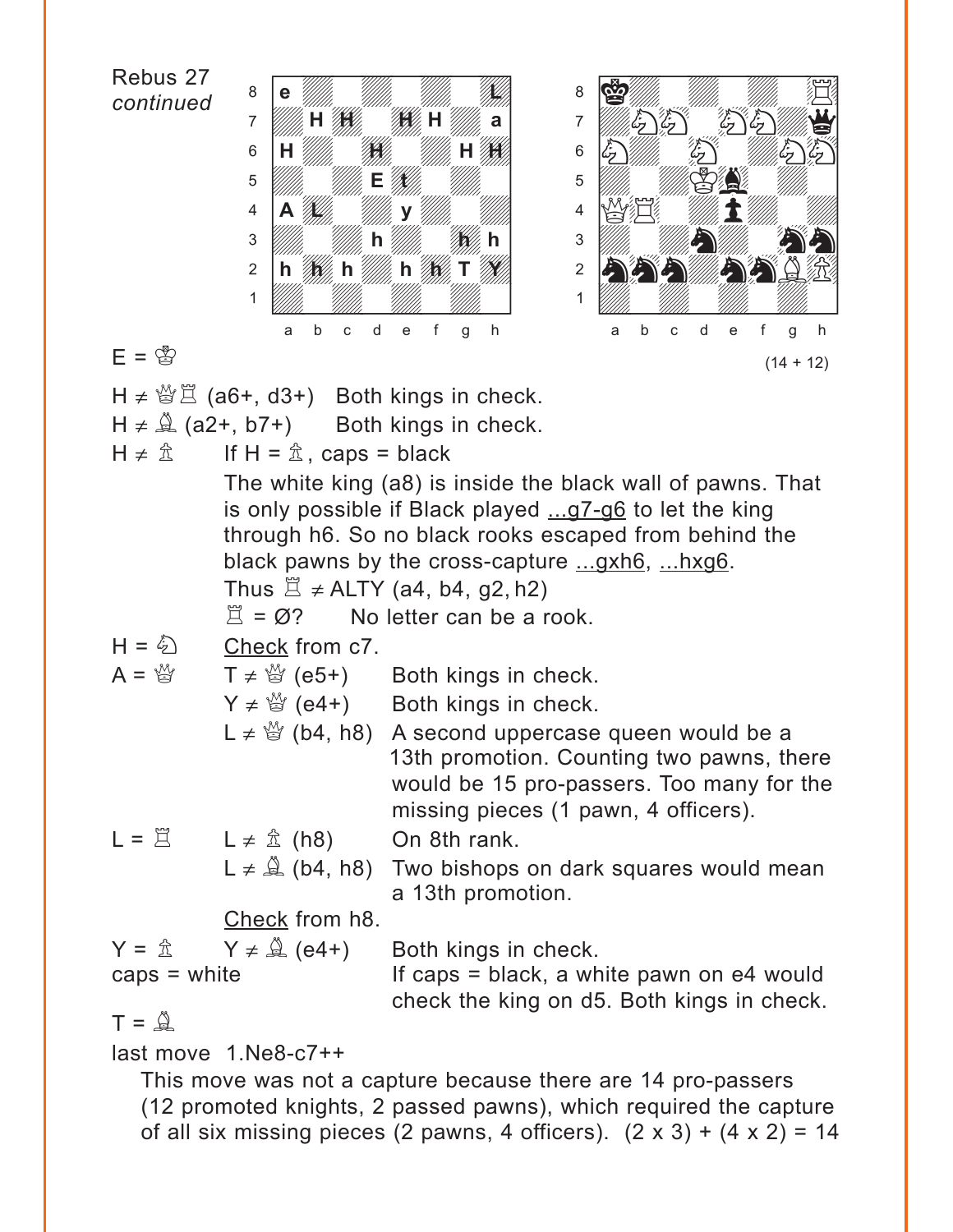Rebus 27
*continued*

E = ♔

(14 + 12)

H ≠ ♕♖ (a6+, d3+) Both kings in check.

H ≠ ♗ (a2+, b7+) Both kings in check.

H ≠ ♙ If H = ♙, caps = black

The white king (a8) is inside the black wall of pawns. That is only possible if Black played ...g7-g6 to let the king through h6. So no black rooks escaped from behind the black pawns by the cross-capture ...gxh6, ...hxg6.

Thus ♖ ≠ ALTY (a4, b4, g2, h2)

♖ = Ø? No letter can be a rook.

H = ♘ Check from c7.

A = ♕ T ≠ ♕ (e5+) Both kings in check.

Y ≠ ♕ (e4+) Both kings in check.

L ≠ ♕ (b4, h8) A second uppercase queen would be a 13th promotion. Counting two pawns, there would be 15 pro-passers. Too many for the missing pieces (1 pawn, 4 officers).

L = ♖ L ≠ ♙ (h8) On 8th rank.

L ≠ ♗ (b4, h8) Two bishops on dark squares would mean a 13th promotion.

Check from h8.

Y = ♙ Y ≠ ♗ (e4+) Both kings in check.

caps = white If caps = black, a white pawn on e4 would check the king on d5. Both kings in check.

T = ♗

last move 1.Ne8-c7++

This move was not a capture because there are 14 pro-passers (12 promoted knights, 2 passed pawns), which required the capture of all six missing pieces (2 pawns, 4 officers). (2 x 3) + (4 x 2) = 14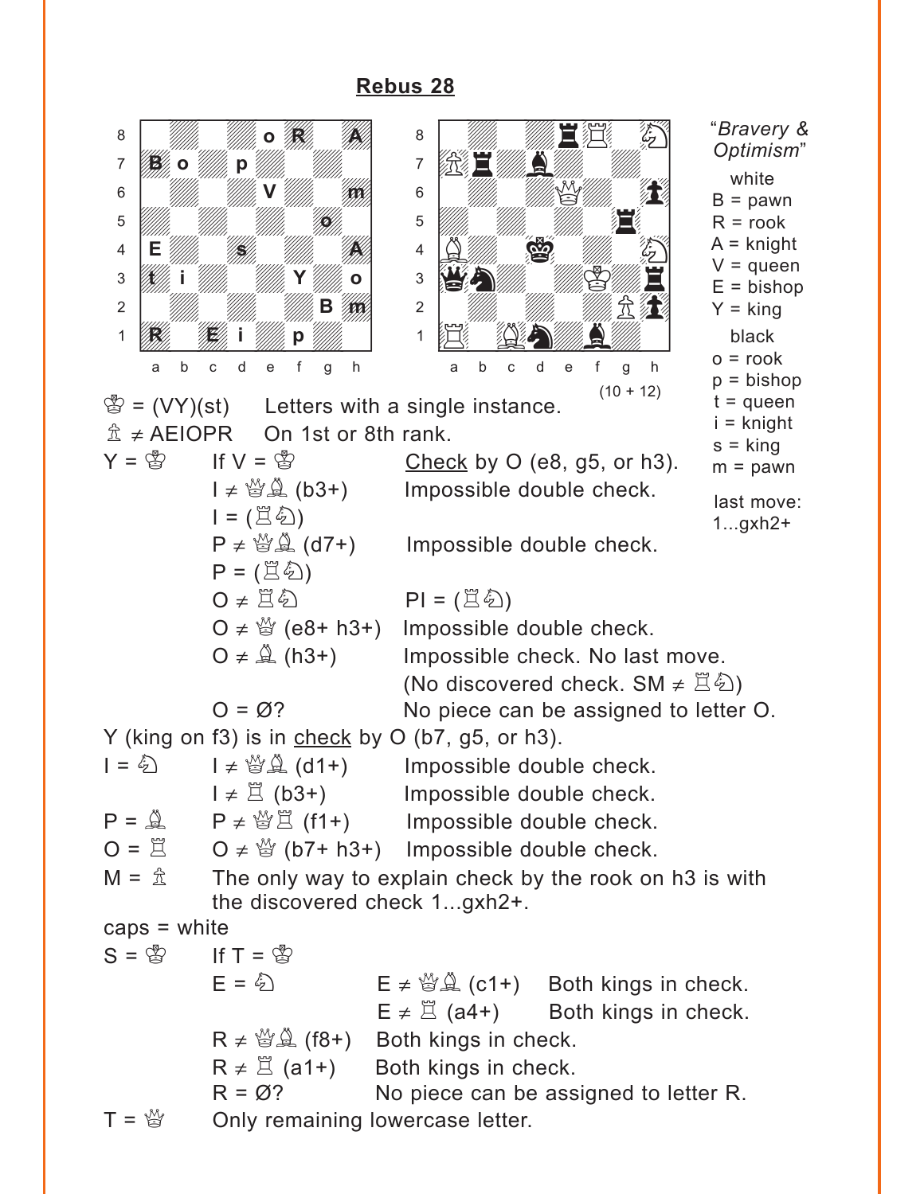# Rebus 28

*"Bravery & Optimism"*

| | |
|---|---|
| **white** | |
| B = pawn | |
| R = rook | |
| A = knight | |
| V = queen | |
| E = bishop | |
| Y = king | |
| **black** | |
| o = rook | |
| p = bishop | |
| t = queen | |
| i = knight | |
| s = king | |
| m = pawn | |

last move: 1...gxh2+

(10 + 12)

♔ = (VY)(st) Letters with a single instance.

♙ ≠ AEIOPR On 1st or 8th rank.

Y = ♔ If V = ♔ Check by O (e8, g5, or h3).

I ≠ ♕♗ (b3+) Impossible double check.

I = (♖♘)

P ≠ ♕♗ (d7+) Impossible double check.

P = (♖♘)

O ≠ ♖♘ PI = (♖♘)

O ≠ ♕ (e8+ h3+) Impossible double check.

O ≠ ♗ (h3+) Impossible check. No last move. (No discovered check. SM ≠ ♖♘)

O = Ø? No piece can be assigned to letter O.

Y (king on f3) is in check by O (b7, g5, or h3).

I = ♘ I ≠ ♕♗ (d1+) Impossible double check.

I ≠ ♖ (b3+) Impossible double check.

P = ♗ P ≠ ♕♖ (f1+) Impossible double check.

O = ♖ O ≠ ♕ (b7+ h3+) Impossible double check.

M = ♙ The only way to explain check by the rook on h3 is with the discovered check 1...gxh2+.

caps = white

S = ♔ If T = ♔

E = ♘ E ≠ ♕♗ (c1+) Both kings in check.

E ≠ ♖ (a4+) Both kings in check.

R ≠ ♕♗ (f8+) Both kings in check.

R ≠ ♖ (a1+) Both kings in check.

R = Ø? No piece can be assigned to letter R.

T = ♕ Only remaining lowercase letter.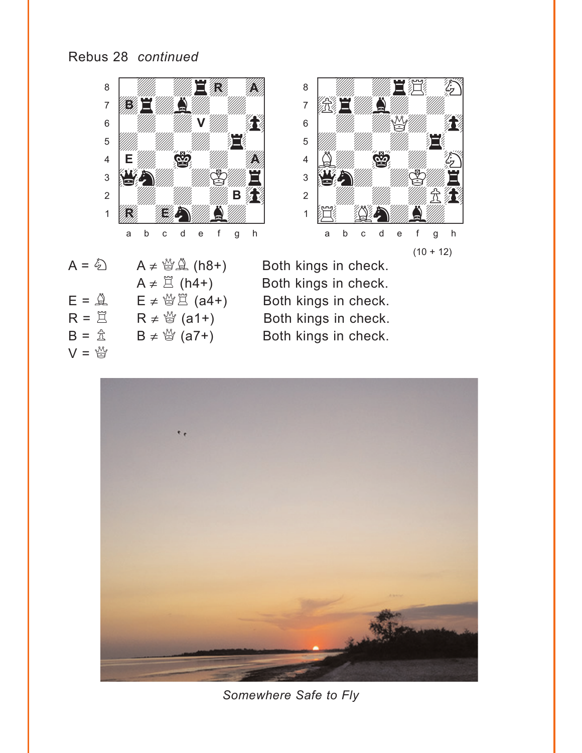Rebus 28 *continued*

(10 + 12)

A = ♘ A ≠ ♕♗ (h8+) Both kings in check.

A ≠ ♖ (h4+) Both kings in check.

E = ♗ E ≠ ♕♖ (a4+) Both kings in check.

R = ♖ R ≠ ♕ (a1+) Both kings in check.

B = ♙ B ≠ ♕ (a7+) Both kings in check.

V = ♕

*Somewhere Safe to Fly*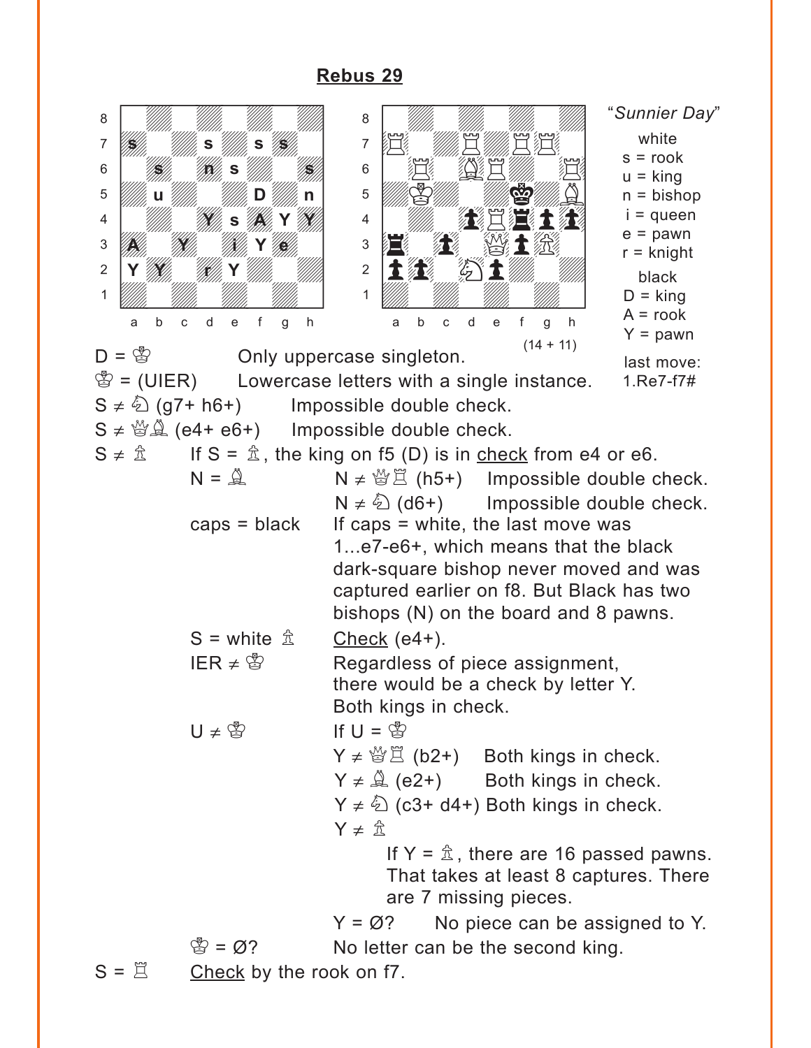## Rebus 29

"*Sunnier Day*"

white
s = rook
u = king
n = bishop
i = queen
e = pawn
r = knight

black
D = king
A = rook
Y = pawn

(14 + 11)

last move:
1.Re7-f7#

D = ♔ Only uppercase singleton.

♔ = (UIER) Lowercase letters with a single instance.

S ≠ ♘ (g7+ h6+) Impossible double check.

S ≠ ♕♗ (e4+ e6+) Impossible double check.

S ≠ ♙ If S = ♙, the king on f5 (D) is in check from e4 or e6.

- N = ♗
  - N ≠ ♕♖ (h5+) Impossible double check.
  - N ≠ ♘ (d6+) Impossible double check.
- caps = black
  - If caps = white, the last move was 1...e7-e6+, which means that the black dark-square bishop never moved and was captured earlier on f8. But Black has two bishops (N) on the board and 8 pawns.
- S = white ♙
  - Check (e4+).
- IER ≠ ♔
  - Regardless of piece assignment, there would be a check by letter Y. Both kings in check.
- U ≠ ♔
  - If U = ♔
  - Y ≠ ♕♖ (b2+) Both kings in check.
  - Y ≠ ♗ (e2+) Both kings in check.
  - Y ≠ ♘ (c3+ d4+) Both kings in check.
  - Y ≠ ♙
    - If Y = ♙, there are 16 passed pawns. That takes at least 8 captures. There are 7 missing pieces.
  - Y = Ø? No piece can be assigned to Y.
- ♔ = Ø? No letter can be the second king.

S = ♖ Check by the rook on f7.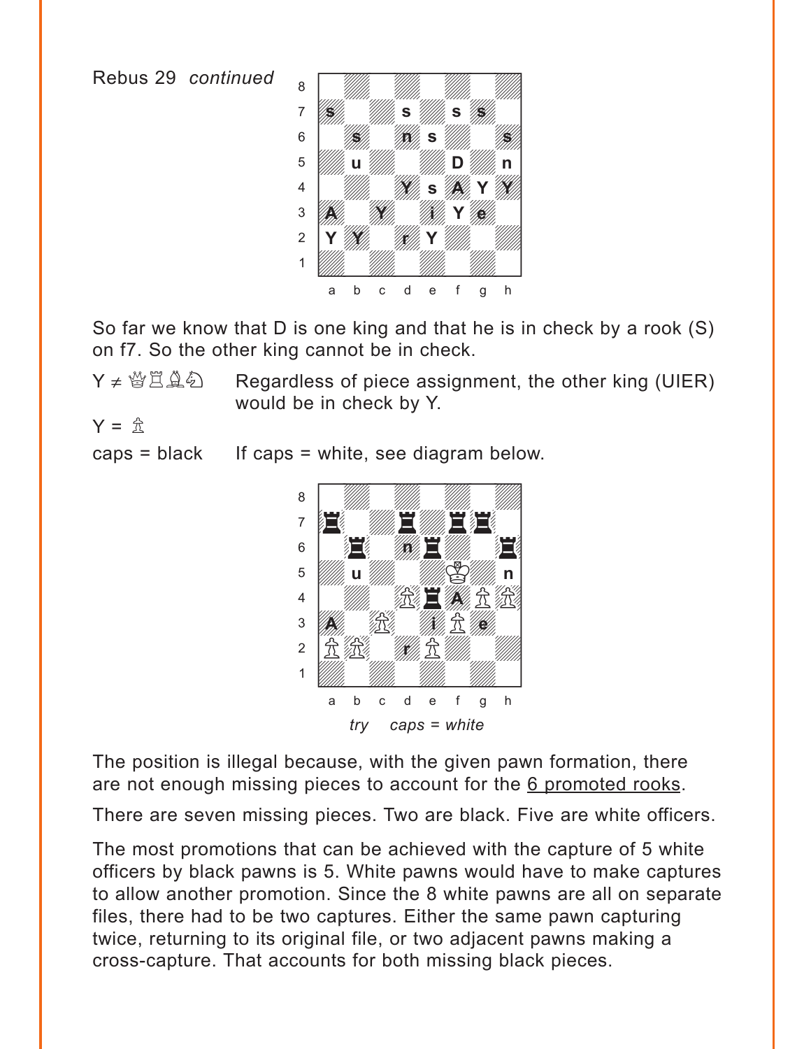Rebus 29 *continued*

So far we know that D is one king and that he is in check by a rook (S) on f7. So the other king cannot be in check.

Y ≠ ♕♖♗♘ Regardless of piece assignment, the other king (UIER) would be in check by Y.

Y = ♙

caps = black If caps = white, see diagram below.

*try caps = white*

The position is illegal because, with the given pawn formation, there are not enough missing pieces to account for the 6 promoted rooks.

There are seven missing pieces. Two are black. Five are white officers.

The most promotions that can be achieved with the capture of 5 white officers by black pawns is 5. White pawns would have to make captures to allow another promotion. Since the 8 white pawns are all on separate files, there had to be two captures. Either the same pawn capturing twice, returning to its original file, or two adjacent pawns making a cross-capture. That accounts for both missing black pieces.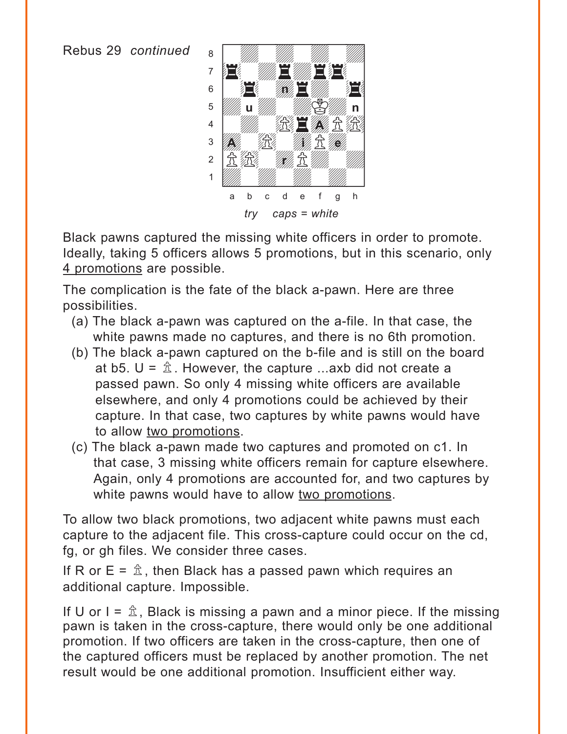Rebus 29 *continued*

*try caps = white*

Black pawns captured the missing white officers in order to promote. Ideally, taking 5 officers allows 5 promotions, but in this scenario, only 4 promotions are possible.

The complication is the fate of the black a-pawn. Here are three possibilities.

(a) The black a-pawn was captured on the a-file. In that case, the white pawns made no captures, and there is no 6th promotion.

(b) The black a-pawn captured on the b-file and is still on the board at b5. U = ♙. However, the capture ...axb did not create a passed pawn. So only 4 missing white officers are available elsewhere, and only 4 promotions could be achieved by their capture. In that case, two captures by white pawns would have to allow two promotions.

(c) The black a-pawn made two captures and promoted on c1. In that case, 3 missing white officers remain for capture elsewhere. Again, only 4 promotions are accounted for, and two captures by white pawns would have to allow two promotions.

To allow two black promotions, two adjacent white pawns must each capture to the adjacent file. This cross-capture could occur on the cd, fg, or gh files. We consider three cases.

If R or E = ♙, then Black has a passed pawn which requires an additional capture. Impossible.

If U or I = ♙, Black is missing a pawn and a minor piece. If the missing pawn is taken in the cross-capture, there would only be one additional promotion. If two officers are taken in the cross-capture, then one of the captured officers must be replaced by another promotion. The net result would be one additional promotion. Insufficient either way.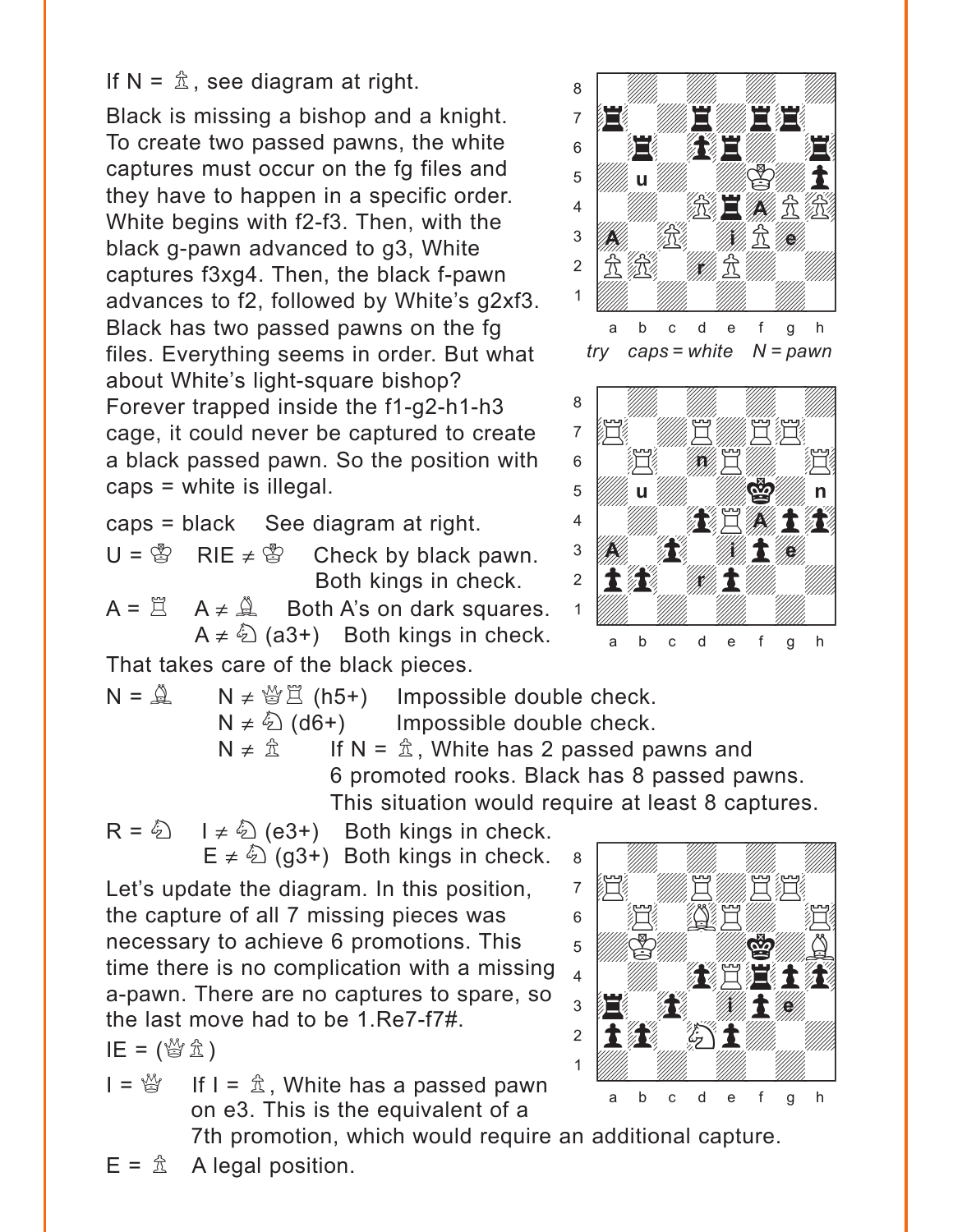If N = ♗, see diagram at right.

Black is missing a bishop and a knight. To create two passed pawns, the white captures must occur on the fg files and they have to happen in a specific order. White begins with f2-f3. Then, with the black g-pawn advanced to g3, White captures f3xg4. Then, the black f-pawn advances to f2, followed by White's g2xf3. Black has two passed pawns on the fg files. Everything seems in order. But what about White's light-square bishop? Forever trapped inside the f1-g2-h1-h3 cage, it could never be captured to create a black passed pawn. So the position with caps = white is illegal.

*try caps = white N = pawn*

caps = black See diagram at right.

U = ♔ RIE ≠ ♔ Check by black pawn. Both kings in check.

A = ♖ A ≠ ♗ Both A's on dark squares.

A ≠ ♘ (a3+) Both kings in check.

That takes care of the black pieces.

N = ♗ N ≠ ♕♖ (h5+) Impossible double check.

N ≠ ♘ (d6+) Impossible double check.

N ≠ ♙ If N = ♙, White has 2 passed pawns and 6 promoted rooks. Black has 8 passed pawns. This situation would require at least 8 captures.

R = ♘ I ≠ ♘ (e3+) Both kings in check.

E ≠ ♘ (g3+) Both kings in check.

Let's update the diagram. In this position, the capture of all 7 missing pieces was necessary to achieve 6 promotions. This time there is no complication with a missing a-pawn. There are no captures to spare, so the last move had to be 1.Re7-f7#.

IE = (♕♙)

I = ♕ If I = ♙, White has a passed pawn on e3. This is the equivalent of a 7th promotion, which would require an additional capture.

E = ♙ A legal position.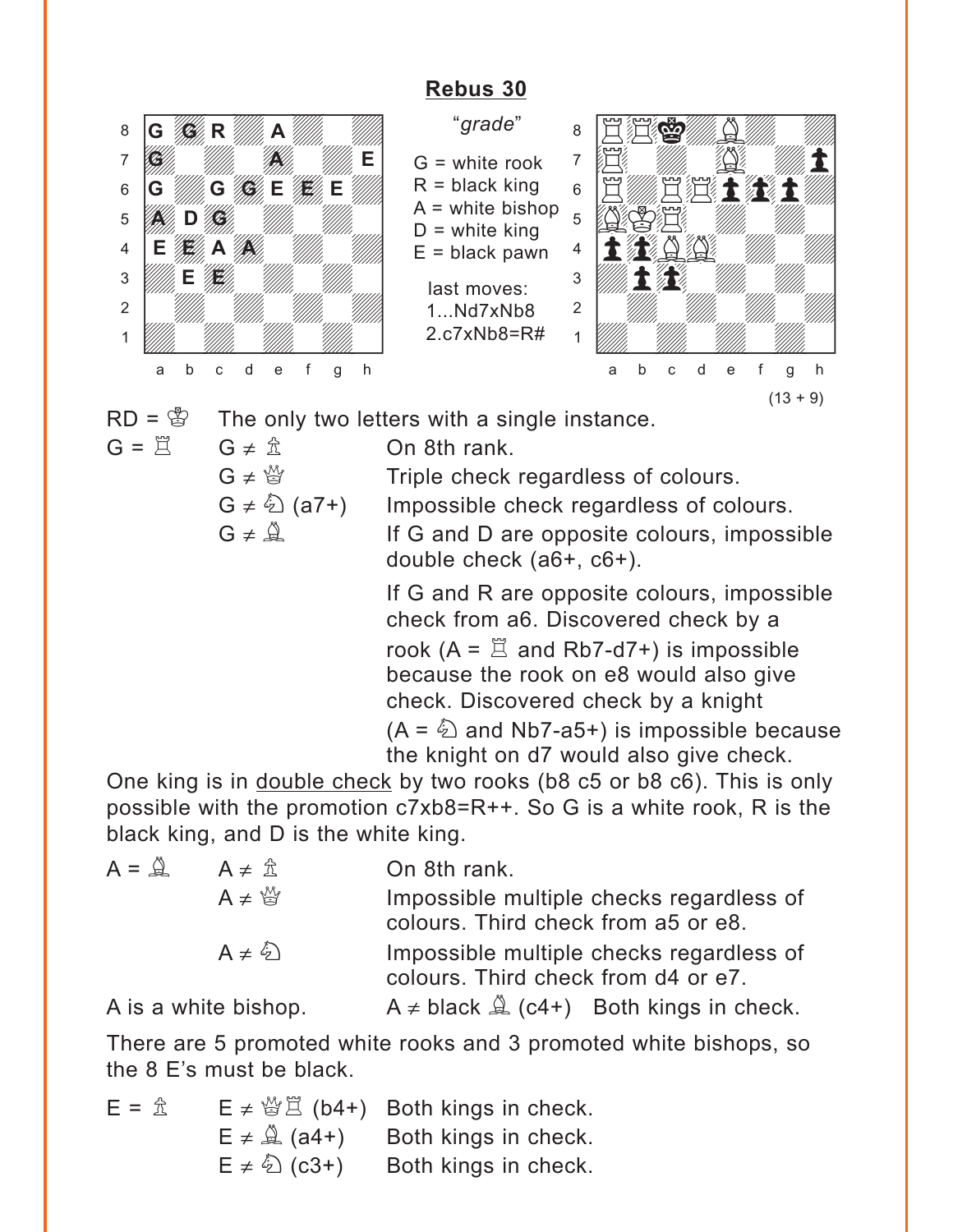## Rebus 30

*"grade"*

G = white rook
R = black king
A = white bishop
D = white king
E = black pawn

last moves:
1...Nd7xNb8
2.c7xNb8=R#

(13 + 9)

RD = ♔ The only two letters with a single instance.

G = ♖

| | |
|---|---|
| G ≠ ♙ | On 8th rank. |
| G ≠ ♕ | Triple check regardless of colours. |
| G ≠ ♘ (a7+) | Impossible check regardless of colours. |
| G ≠ ♗ | If G and D are opposite colours, impossible double check (a6+, c6+). |

If G and R are opposite colours, impossible check from a6. Discovered check by a rook (A = ♖ and Rb7-d7+) is impossible because the rook on e8 would also give check. Discovered check by a knight (A = ♘ and Nb7-a5+) is impossible because the knight on d7 would also give check.

One king is in double check by two rooks (b8 c5 or b8 c6). This is only possible with the promotion c7xb8=R++. So G is a white rook, R is the black king, and D is the white king.

A = ♗

| | |
|---|---|
| A ≠ ♙ | On 8th rank. |
| A ≠ ♕ | Impossible multiple checks regardless of colours. Third check from a5 or e8. |
| A ≠ ♘ | Impossible multiple checks regardless of colours. Third check from d4 or e7. |

A is a white bishop. A ≠ black ♗ (c4+) Both kings in check.

There are 5 promoted white rooks and 3 promoted white bishops, so the 8 E's must be black.

E = ♙

| | |
|---|---|
| E ≠ ♕♖ (b4+) | Both kings in check. |
| E ≠ ♗ (a4+) | Both kings in check. |
| E ≠ ♘ (c3+) | Both kings in check. |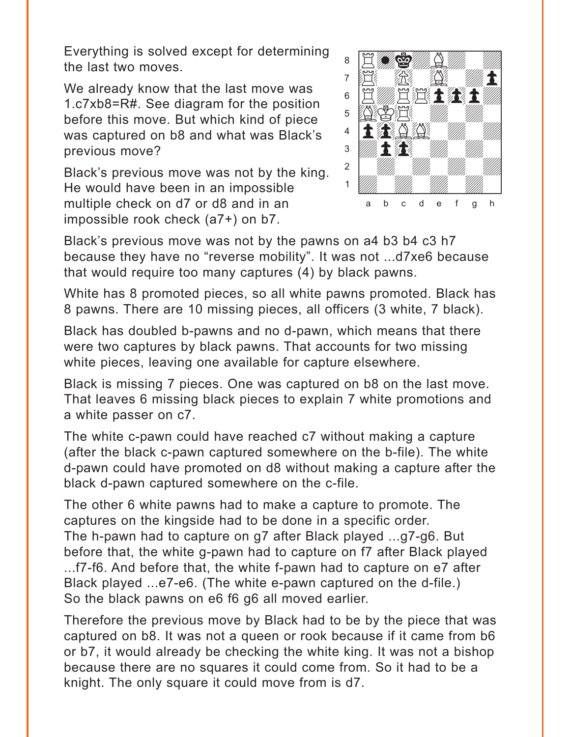Everything is solved except for determining the last two moves.

We already know that the last move was 1.c7xb8=R#. See diagram for the position before this move. But which kind of piece was captured on b8 and what was Black's previous move?

Black's previous move was not by the king. He would have been in an impossible multiple check on d7 or d8 and in an impossible rook check (a7+) on b7.

Black's previous move was not by the pawns on a4 b3 b4 c3 h7 because they have no "reverse mobility". It was not ...d7xe6 because that would require too many captures (4) by black pawns.

White has 8 promoted pieces, so all white pawns promoted. Black has 8 pawns. There are 10 missing pieces, all officers (3 white, 7 black).

Black has doubled b-pawns and no d-pawn, which means that there were two captures by black pawns. That accounts for two missing white pieces, leaving one available for capture elsewhere.

Black is missing 7 pieces. One was captured on b8 on the last move. That leaves 6 missing black pieces to explain 7 white promotions and a white passer on c7.

The white c-pawn could have reached c7 without making a capture (after the black c-pawn captured somewhere on the b-file). The white d-pawn could have promoted on d8 without making a capture after the black d-pawn captured somewhere on the c-file.

The other 6 white pawns had to make a capture to promote. The captures on the kingside had to be done in a specific order. The h-pawn had to capture on g7 after Black played ...g7-g6. But before that, the white g-pawn had to capture on f7 after Black played ...f7-f6. And before that, the white f-pawn had to capture on e7 after Black played ...e7-e6. (The white e-pawn captured on the d-file.) So the black pawns on e6 f6 g6 all moved earlier.

Therefore the previous move by Black had to be by the piece that was captured on b8. It was not a queen or rook because if it came from b6 or b7, it would already be checking the white king. It was not a bishop because there are no squares it could come from. So it had to be a knight. The only square it could move from is d7.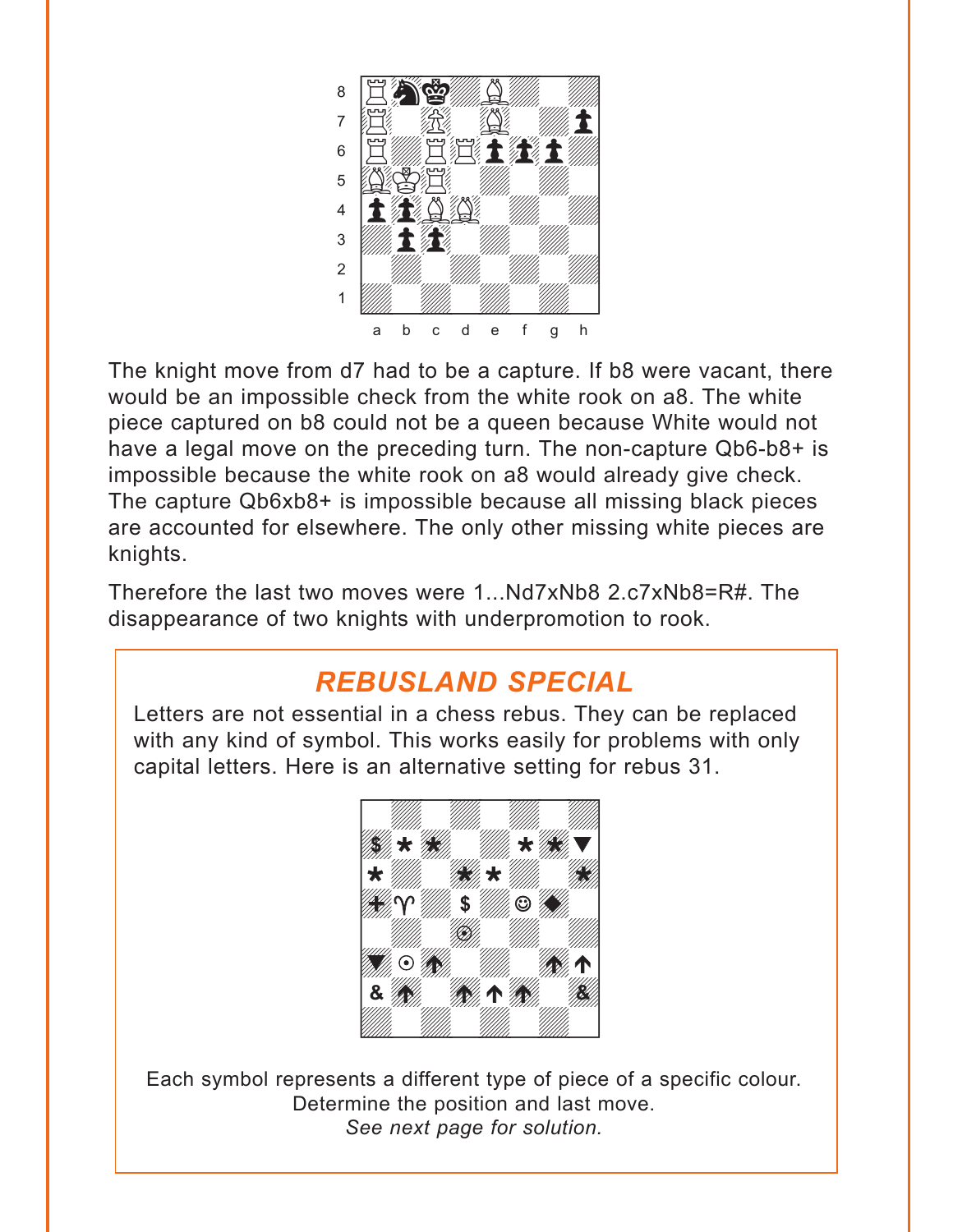The knight move from d7 had to be a capture. If b8 were vacant, there would be an impossible check from the white rook on a8. The white piece captured on b8 could not be a queen because White would not have a legal move on the preceding turn. The non-capture Qb6-b8+ is impossible because the white rook on a8 would already give check. The capture Qb6xb8+ is impossible because all missing black pieces are accounted for elsewhere. The only other missing white pieces are knights.

Therefore the last two moves were 1...Nd7xNb8 2.c7xNb8=R#. The disappearance of two knights with underpromotion to rook.

## REBUSLAND SPECIAL

Letters are not essential in a chess rebus. They can be replaced with any kind of symbol. This works easily for problems with only capital letters. Here is an alternative setting for rebus 31.

Each symbol represents a different type of piece of a specific colour.
Determine the position and last move.
*See next page for solution.*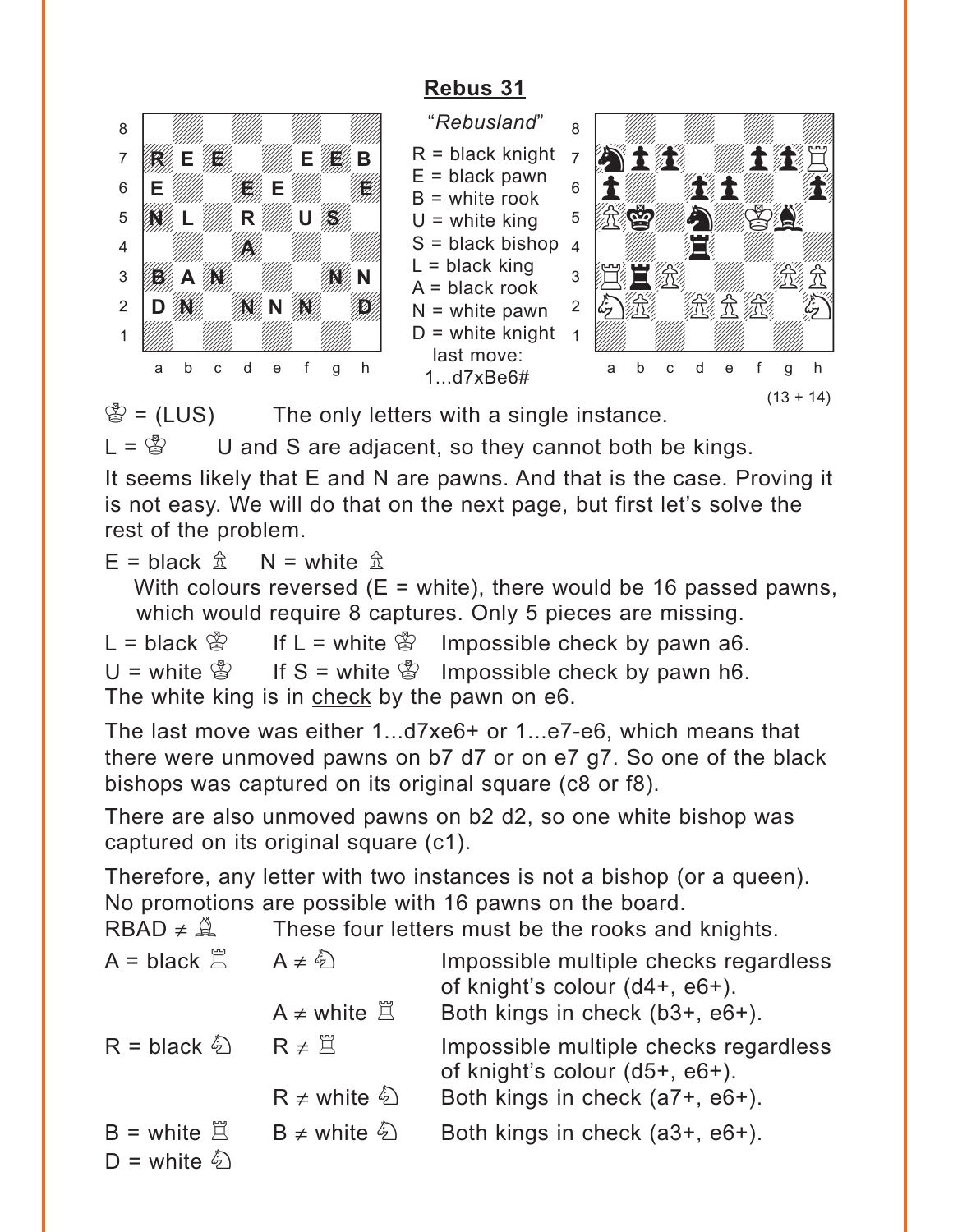## Rebus 31

*"Rebusland"*

R = black knight
E = black pawn
B = white rook
U = white king
S = black bishop
L = black king
A = black rook
N = white pawn
D = white knight

last move:
1...d7xBe6#

(13 + 14)

♔ = (LUS) The only letters with a single instance.

L = ♔ U and S are adjacent, so they cannot both be kings.

It seems likely that E and N are pawns. And that is the case. Proving it is not easy. We will do that on the next page, but first let's solve the rest of the problem.

E = black ♙ N = white ♙

With colours reversed (E = white), there would be 16 passed pawns, which would require 8 captures. Only 5 pieces are missing.

L = black ♔ If L = white ♔ Impossible check by pawn a6.

U = white ♔ If S = white ♔ Impossible check by pawn h6.

The white king is in <u>check</u> by the pawn on e6.

The last move was either 1...d7xe6+ or 1...e7-e6, which means that there were unmoved pawns on b7 d7 or on e7 g7. So one of the black bishops was captured on its original square (c8 or f8).

There are also unmoved pawns on b2 d2, so one white bishop was captured on its original square (c1).

Therefore, any letter with two instances is not a bishop (or a queen). No promotions are possible with 16 pawns on the board.

RBAD ≠ ♗ These four letters must be the rooks and knights.

| | | |
|---|---|---|
| A = black ♖ | A ≠ ♘ | Impossible multiple checks regardless of knight's colour (d4+, e6+). |
| | A ≠ white ♖ | Both kings in check (b3+, e6+). |
| R = black ♘ | R ≠ ♖ | Impossible multiple checks regardless of knight's colour (d5+, e6+). |
| | R ≠ white ♘ | Both kings in check (a7+, e6+). |
| B = white ♖ | B ≠ white ♘ | Both kings in check (a3+, e6+). |
| D = white ♘ | | |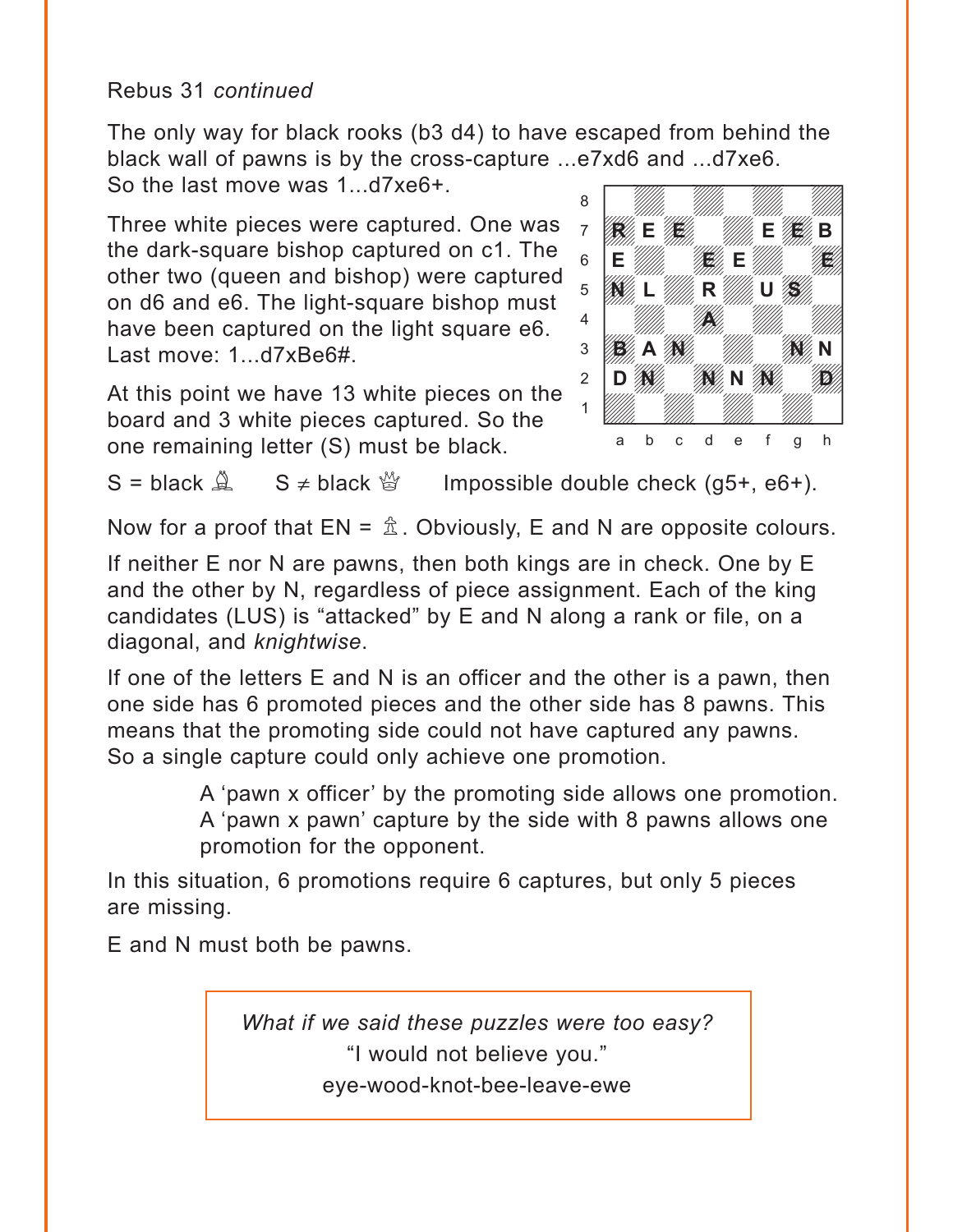Rebus 31 *continued*

The only way for black rooks (b3 d4) to have escaped from behind the black wall of pawns is by the cross-capture ...e7xd6 and ...d7xe6. So the last move was 1...d7xe6+.

Three white pieces were captured. One was the dark-square bishop captured on c1. The other two (queen and bishop) were captured on d6 and e6. The light-square bishop must have been captured on the light square e6. Last move: 1...d7xBe6#.

| | a | b | c | d | e | f | g | h |
|---|---|---|---|---|---|---|---|---|
| 8 | | | | | | | | |
| 7 | R | E | E | | | E | E | B |
| 6 | E | | | E | E | | | E |
| 5 | N | L | | R | | U | S | |
| 4 | | | | A | | | | |
| 3 | B | A | N | | | | N | N |
| 2 | D | N | | N | N | N | | D |
| 1 | | | | | | | | |

At this point we have 13 white pieces on the board and 3 white pieces captured. So the one remaining letter (S) must be black.

S = black ♝ S ≠ black ♛ Impossible double check (g5+, e6+).

Now for a proof that EN = ♙. Obviously, E and N are opposite colours.

If neither E nor N are pawns, then both kings are in check. One by E and the other by N, regardless of piece assignment. Each of the king candidates (LUS) is "attacked" by E and N along a rank or file, on a diagonal, and *knightwise*.

If one of the letters E and N is an officer and the other is a pawn, then one side has 6 promoted pieces and the other side has 8 pawns. This means that the promoting side could not have captured any pawns. So a single capture could only achieve one promotion.

> A 'pawn x officer' by the promoting side allows one promotion.
> A 'pawn x pawn' capture by the side with 8 pawns allows one promotion for the opponent.

In this situation, 6 promotions require 6 captures, but only 5 pieces are missing.

E and N must both be pawns.

> *What if we said these puzzles were too easy?*
> "I would not believe you."
> eye-wood-knot-bee-leave-ewe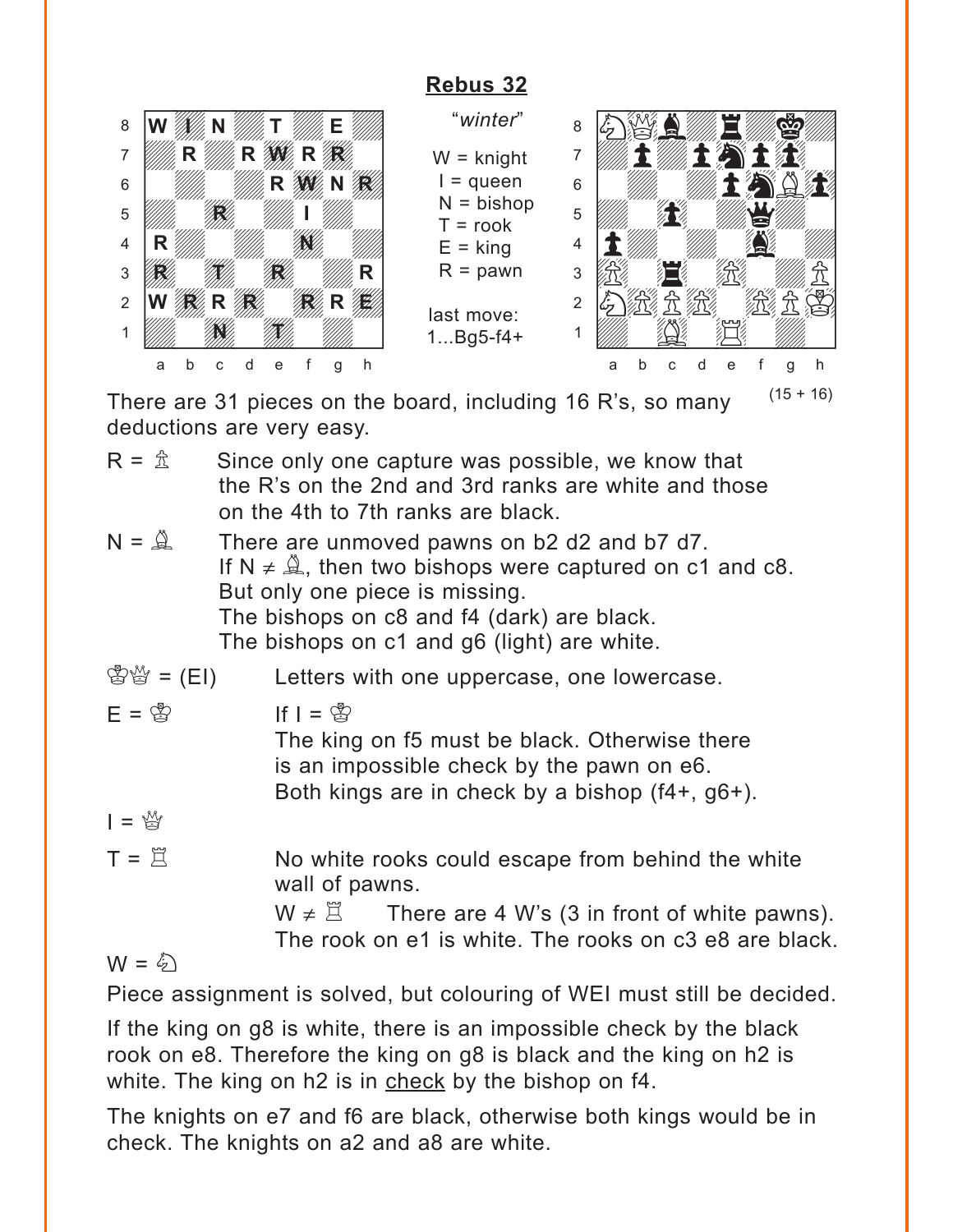## Rebus 32

"*winter*"

W = knight
I = queen
N = bishop
T = rook
E = king
R = pawn

last move:
1...Bg5-f4+

(15 + 16)

There are 31 pieces on the board, including 16 R's, so many deductions are very easy.

R = ♙ Since only one capture was possible, we know that the R's on the 2nd and 3rd ranks are white and those on the 4th to 7th ranks are black.

N = ♗ There are unmoved pawns on b2 d2 and b7 d7.
If N ≠ ♗, then two bishops were captured on c1 and c8.
But only one piece is missing.
The bishops on c8 and f4 (dark) are black.
The bishops on c1 and g6 (light) are white.

♔♕ = (EI) Letters with one uppercase, one lowercase.

E = ♔ If I = ♔
The king on f5 must be black. Otherwise there is an impossible check by the pawn on e6.
Both kings are in check by a bishop (f4+, g6+).

I = ♕

T = ♖ No white rooks could escape from behind the white wall of pawns.
W ≠ ♖ There are 4 W's (3 in front of white pawns).
The rook on e1 is white. The rooks on c3 e8 are black.

W = ♘

Piece assignment is solved, but colouring of WEI must still be decided.

If the king on g8 is white, there is an impossible check by the black rook on e8. Therefore the king on g8 is black and the king on h2 is white. The king on h2 is in check by the bishop on f4.

The knights on e7 and f6 are black, otherwise both kings would be in check. The knights on a2 and a8 are white.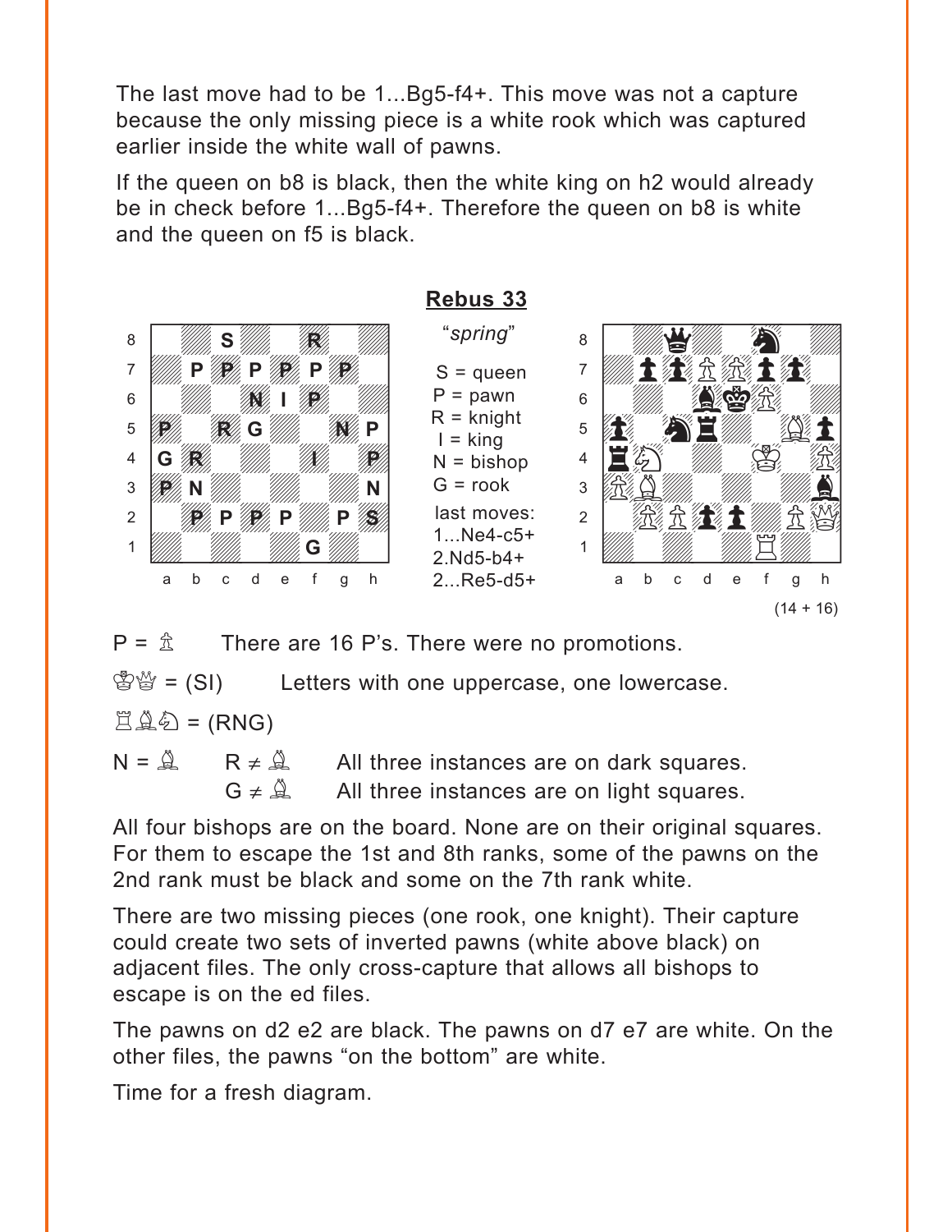The last move had to be 1...Bg5-f4+. This move was not a capture because the only missing piece is a white rook which was captured earlier inside the white wall of pawns.

If the queen on b8 is black, then the white king on h2 would already be in check before 1...Bg5-f4+. Therefore the queen on b8 is white and the queen on f5 is black.

## Rebus 33

"*spring*"

| | a | b | c | d | e | f | g | h |
|---|---|---|---|---|---|---|---|---|
| 8 | | | S | | | R | | |
| 7 | | P | P | P | P | P | P | |
| 6 | | | | N | I | P | | |
| 5 | P | | R | G | | | N | P |
| 4 | G | R | | | | I | | P |
| 3 | P | N | | | | | | N |
| 2 | | P | P | P | P | | P | S |
| 1 | | | | | | G | | |

S = queen
P = pawn
R = knight
I = king
N = bishop
G = rook

last moves:
1...Ne4-c5+
2.Nd5-b4+
2...Re5-d5+

(14 + 16)

P = ♙ There are 16 P's. There were no promotions.

♔♕ = (SI) Letters with one uppercase, one lowercase.

♖♗♘ = (RNG)

N = ♗ R ≠ ♗ All three instances are on dark squares.
G ≠ ♗ All three instances are on light squares.

All four bishops are on the board. None are on their original squares. For them to escape the 1st and 8th ranks, some of the pawns on the 2nd rank must be black and some on the 7th rank white.

There are two missing pieces (one rook, one knight). Their capture could create two sets of inverted pawns (white above black) on adjacent files. The only cross-capture that allows all bishops to escape is on the ed files.

The pawns on d2 e2 are black. The pawns on d7 e7 are white. On the other files, the pawns "on the bottom" are white.

Time for a fresh diagram.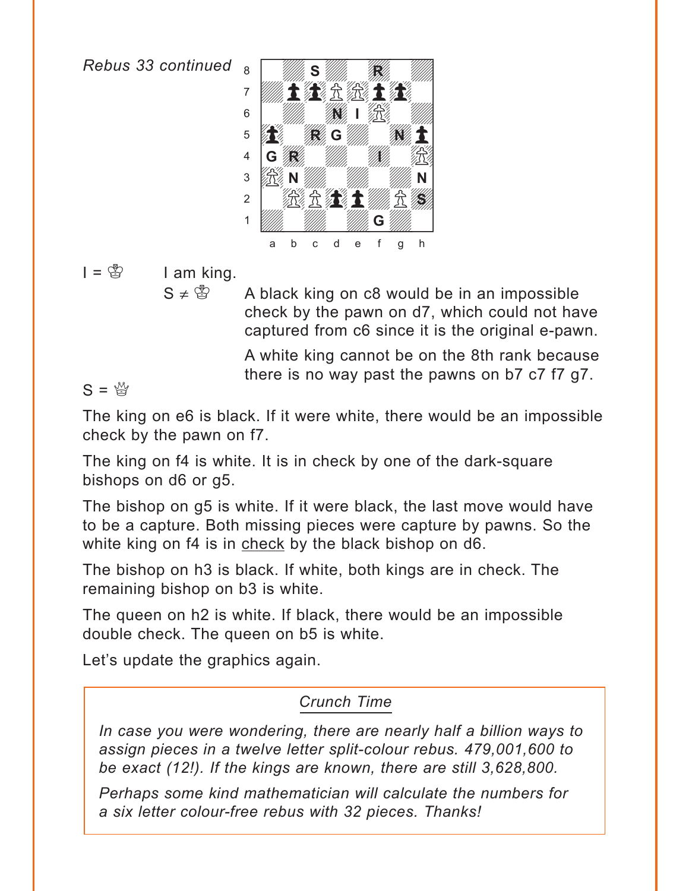*Rebus 33 continued*

I = ♔ I am king.

S ≠ ♔ A black king on c8 would be in an impossible check by the pawn on d7, which could not have captured from c6 since it is the original e-pawn.

A white king cannot be on the 8th rank because there is no way past the pawns on b7 c7 f7 g7.

S = ♕

The king on e6 is black. If it were white, there would be an impossible check by the pawn on f7.

The king on f4 is white. It is in check by one of the dark-square bishops on d6 or g5.

The bishop on g5 is white. If it were black, the last move would have to be a capture. Both missing pieces were capture by pawns. So the white king on f4 is in check by the black bishop on d6.

The bishop on h3 is black. If white, both kings are in check. The remaining bishop on b3 is white.

The queen on h2 is white. If black, there would be an impossible double check. The queen on b5 is white.

Let's update the graphics again.

*Crunch Time*

*In case you were wondering, there are nearly half a billion ways to assign pieces in a twelve letter split-colour rebus. 479,001,600 to be exact (12!). If the kings are known, there are still 3,628,800.*

*Perhaps some kind mathematician will calculate the numbers for a six letter colour-free rebus with 32 pieces. Thanks!*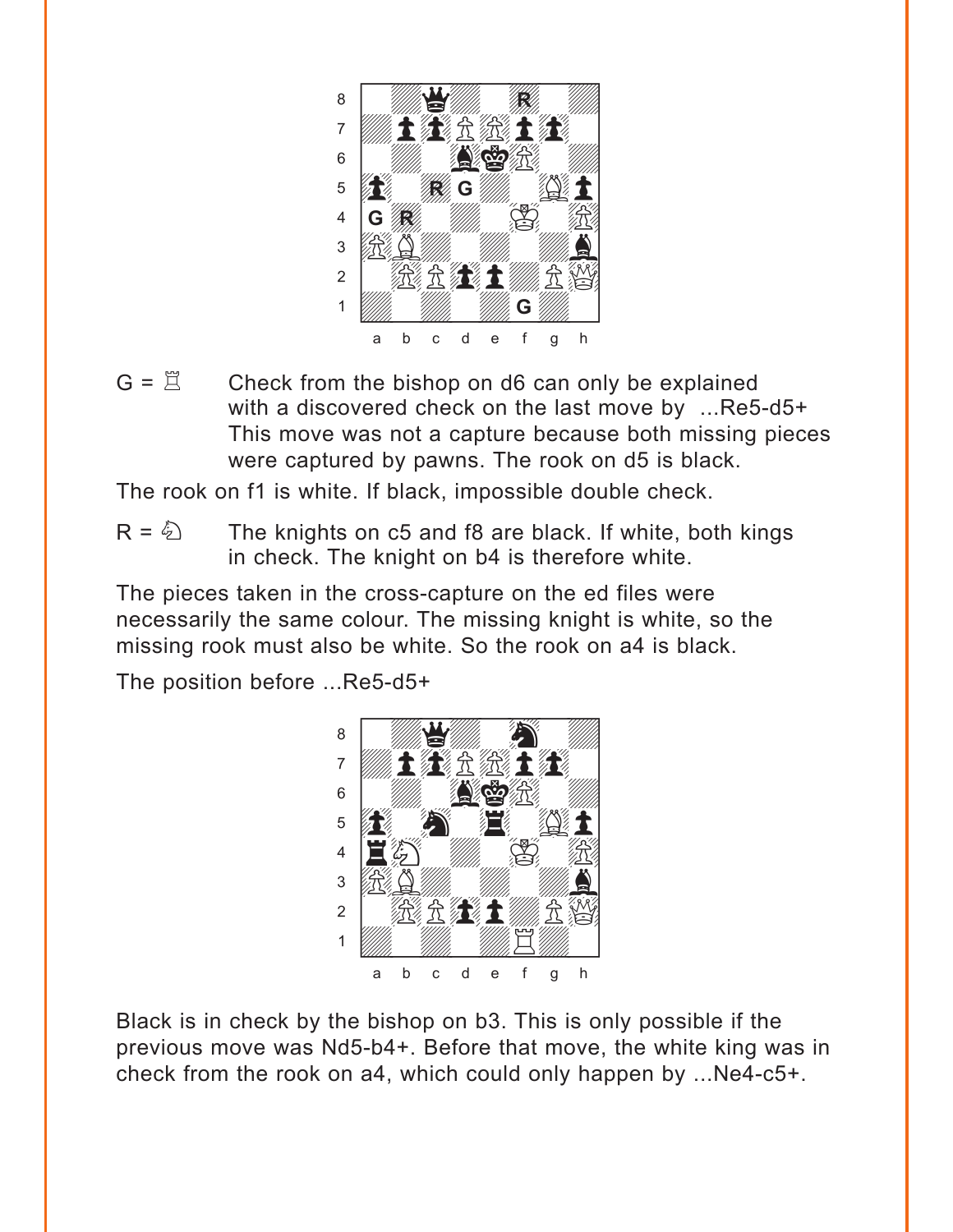G = ♖ Check from the bishop on d6 can only be explained with a discovered check on the last move by ...Re5-d5+ This move was not a capture because both missing pieces were captured by pawns. The rook on d5 is black.

The rook on f1 is white. If black, impossible double check.

R = ♘ The knights on c5 and f8 are black. If white, both kings in check. The knight on b4 is therefore white.

The pieces taken in the cross-capture on the ed files were necessarily the same colour. The missing knight is white, so the missing rook must also be white. So the rook on a4 is black.

The position before ...Re5-d5+

Black is in check by the bishop on b3. This is only possible if the previous move was Nd5-b4+. Before that move, the white king was in check from the rook on a4, which could only happen by ...Ne4-c5+.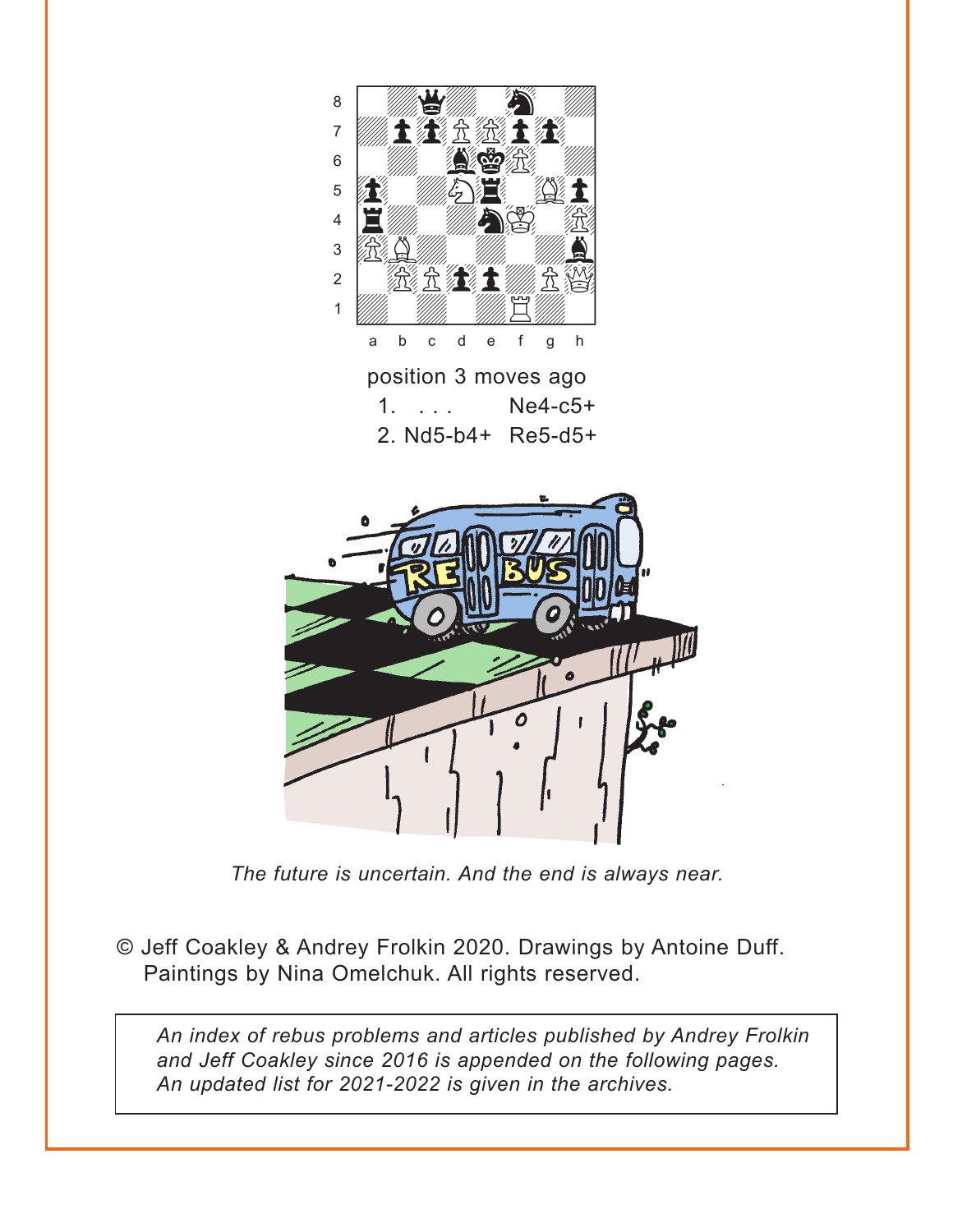position 3 moves ago

1. . . .  Ne4-c5+

2. Nd5-b4+  Re5-d5+

*The future is uncertain. And the end is always near.*

© Jeff Coakley & Andrey Frolkin 2020. Drawings by Antoine Duff. Paintings by Nina Omelchuk. All rights reserved.

*An index of rebus problems and articles published by Andrey Frolkin and Jeff Coakley since 2016 is appended on the following pages. An updated list for 2021-2022 is given in the archives.*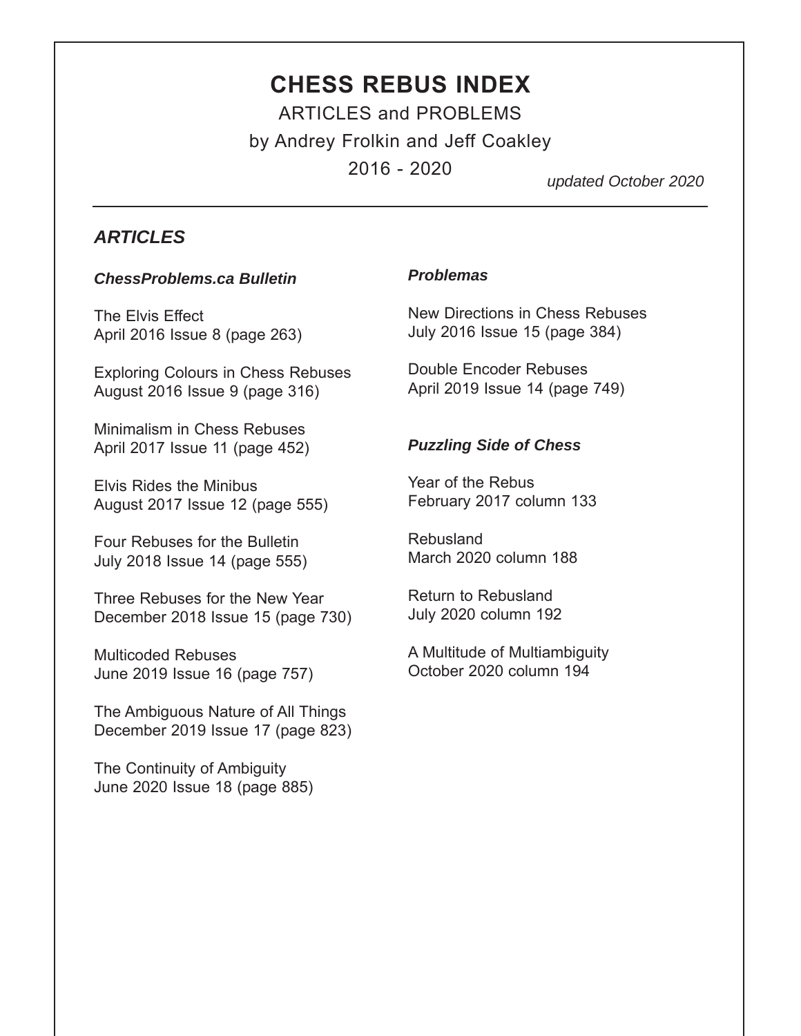# CHESS REBUS INDEX

ARTICLES and PROBLEMS

by Andrey Frolkin and Jeff Coakley

2016 - 2020

*updated October 2020*

## *ARTICLES*

### *ChessProblems.ca Bulletin*

The Elvis Effect
April 2016 Issue 8 (page 263)

Exploring Colours in Chess Rebuses
August 2016 Issue 9 (page 316)

Minimalism in Chess Rebuses
April 2017 Issue 11 (page 452)

Elvis Rides the Minibus
August 2017 Issue 12 (page 555)

Four Rebuses for the Bulletin
July 2018 Issue 14 (page 555)

Three Rebuses for the New Year
December 2018 Issue 15 (page 730)

Multicoded Rebuses
June 2019 Issue 16 (page 757)

The Ambiguous Nature of All Things
December 2019 Issue 17 (page 823)

The Continuity of Ambiguity
June 2020 Issue 18 (page 885)

### *Problemas*

New Directions in Chess Rebuses
July 2016 Issue 15 (page 384)

Double Encoder Rebuses
April 2019 Issue 14 (page 749)

### *Puzzling Side of Chess*

Year of the Rebus
February 2017 column 133

Rebusland
March 2020 column 188

Return to Rebusland
July 2020 column 192

A Multitude of Multiambiguity
October 2020 column 194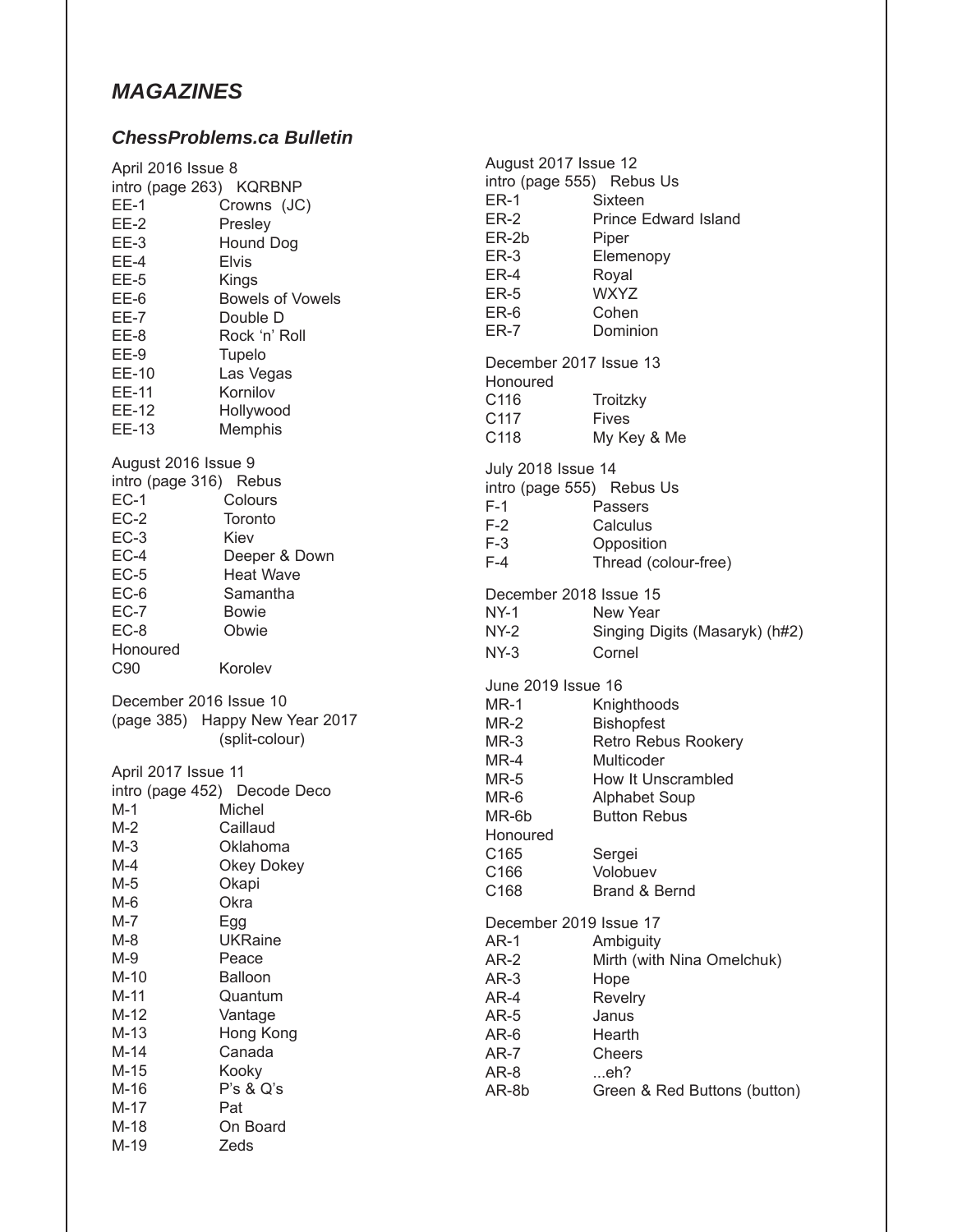## *MAGAZINES*

### *ChessProblems.ca Bulletin*

April 2016 Issue 8
intro (page 263) KQRBNP

| | |
|---|---|
| EE-1 | Crowns (JC) |
| EE-2 | Presley |
| EE-3 | Hound Dog |
| EE-4 | Elvis |
| EE-5 | Kings |
| EE-6 | Bowels of Vowels |
| EE-7 | Double D |
| EE-8 | Rock 'n' Roll |
| EE-9 | Tupelo |
| EE-10 | Las Vegas |
| EE-11 | Kornilov |
| EE-12 | Hollywood |
| EE-13 | Memphis |

August 2016 Issue 9
intro (page 316) Rebus

| | |
|---|---|
| EC-1 | Colours |
| EC-2 | Toronto |
| EC-3 | Kiev |
| EC-4 | Deeper & Down |
| EC-5 | Heat Wave |
| EC-6 | Samantha |
| EC-7 | Bowie |
| EC-8 | Obwie |

Honoured

| | |
|---|---|
| C90 | Korolev |

December 2016 Issue 10
(page 385) Happy New Year 2017 (split-colour)

April 2017 Issue 11
intro (page 452) Decode Deco

| | |
|---|---|
| M-1 | Michel |
| M-2 | Caillaud |
| M-3 | Oklahoma |
| M-4 | Okey Dokey |
| M-5 | Okapi |
| M-6 | Okra |
| M-7 | Egg |
| M-8 | UKRaine |
| M-9 | Peace |
| M-10 | Balloon |
| M-11 | Quantum |
| M-12 | Vantage |
| M-13 | Hong Kong |
| M-14 | Canada |
| M-15 | Kooky |
| M-16 | P's & Q's |
| M-17 | Pat |
| M-18 | On Board |
| M-19 | Zeds |

August 2017 Issue 12
intro (page 555) Rebus Us

| | |
|---|---|
| ER-1 | Sixteen |
| ER-2 | Prince Edward Island |
| ER-2b | Piper |
| ER-3 | Elemenopy |
| ER-4 | Royal |
| ER-5 | WXYZ |
| ER-6 | Cohen |
| ER-7 | Dominion |

December 2017 Issue 13
Honoured

| | |
|---|---|
| C116 | Troitzky |
| C117 | Fives |
| C118 | My Key & Me |

July 2018 Issue 14
intro (page 555) Rebus Us

| | |
|---|---|
| F-1 | Passers |
| F-2 | Calculus |
| F-3 | Opposition |
| F-4 | Thread (colour-free) |

December 2018 Issue 15

| | |
|---|---|
| NY-1 | New Year |
| NY-2 | Singing Digits (Masaryk) (h#2) |
| NY-3 | Cornel |

June 2019 Issue 16

| | |
|---|---|
| MR-1 | Knighthoods |
| MR-2 | Bishopfest |
| MR-3 | Retro Rebus Rookery |
| MR-4 | Multicoder |
| MR-5 | How It Unscrambled |
| MR-6 | Alphabet Soup |
| MR-6b | Button Rebus |

Honoured

| | |
|---|---|
| C165 | Sergei |
| C166 | Volobuev |
| C168 | Brand & Bernd |

December 2019 Issue 17

| | |
|---|---|
| AR-1 | Ambiguity |
| AR-2 | Mirth (with Nina Omelchuk) |
| AR-3 | Hope |
| AR-4 | Revelry |
| AR-5 | Janus |
| AR-6 | Hearth |
| AR-7 | Cheers |
| AR-8 | ...eh? |
| AR-8b | Green & Red Buttons (button) |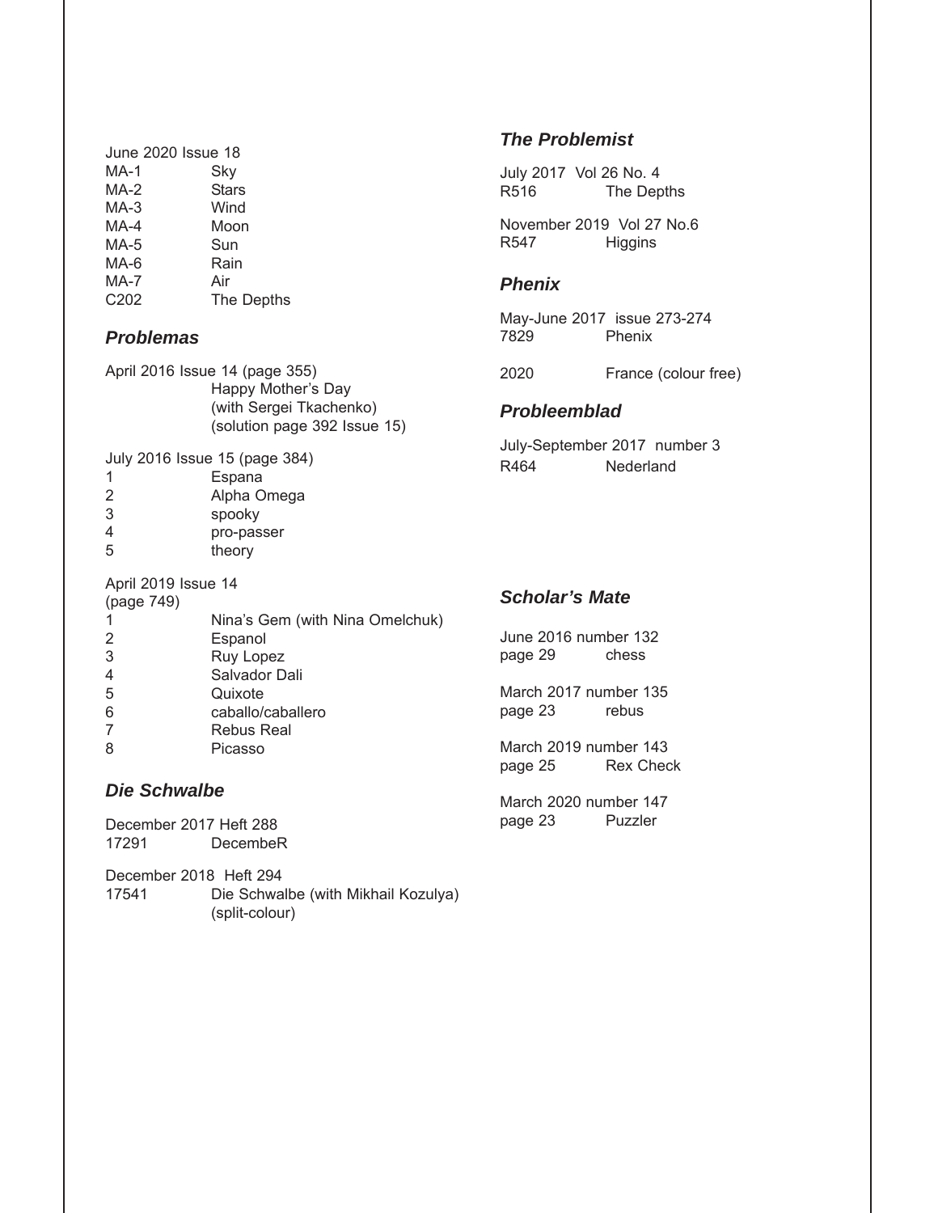June 2020 Issue 18

| | |
|---|---|
| MA-1 | Sky |
| MA-2 | Stars |
| MA-3 | Wind |
| MA-4 | Moon |
| MA-5 | Sun |
| MA-6 | Rain |
| MA-7 | Air |
| C202 | The Depths |

### *Problemas*

April 2016 Issue 14 (page 355)
Happy Mother's Day
(with Sergei Tkachenko)
(solution page 392 Issue 15)

July 2016 Issue 15 (page 384)

| | |
|---|---|
| 1 | Espana |
| 2 | Alpha Omega |
| 3 | spooky |
| 4 | pro-passer |
| 5 | theory |

April 2019 Issue 14
(page 749)

| | |
|---|---|
| 1 | Nina's Gem (with Nina Omelchuk) |
| 2 | Espanol |
| 3 | Ruy Lopez |
| 4 | Salvador Dali |
| 5 | Quixote |
| 6 | caballo/caballero |
| 7 | Rebus Real |
| 8 | Picasso |

### *Die Schwalbe*

December 2017 Heft 288
17291 DecembeR

December 2018 Heft 294
17541 Die Schwalbe (with Mikhail Kozulya)
(split-colour)

### *The Problemist*

July 2017 Vol 26 No. 4
R516 The Depths

November 2019 Vol 27 No.6
R547 Higgins

### *Phenix*

May-June 2017 issue 273-274
7829 Phenix

2020 France (colour free)

### *Probleemblad*

July-September 2017 number 3
R464 Nederland

### *Scholar's Mate*

June 2016 number 132
page 29 chess

March 2017 number 135
page 23 rebus

March 2019 number 143
page 25 Rex Check

March 2020 number 147
page 23 Puzzler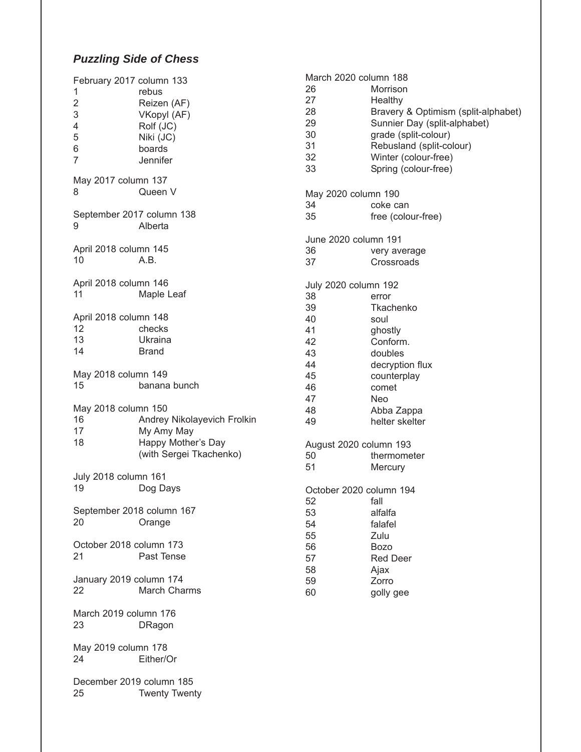## *Puzzling Side of Chess*

February 2017 column 133

| | |
|---|---|
| 1 | rebus |
| 2 | Reizen (AF) |
| 3 | VKopyl (AF) |
| 4 | Rolf (JC) |
| 5 | Niki (JC) |
| 6 | boards |
| 7 | Jennifer |

May 2017 column 137

| | |
|---|---|
| 8 | Queen V |

September 2017 column 138

| | |
|---|---|
| 9 | Alberta |

April 2018 column 145

| | |
|---|---|
| 10 | A.B. |

April 2018 column 146

| | |
|---|---|
| 11 | Maple Leaf |

April 2018 column 148

| | |
|---|---|
| 12 | checks |
| 13 | Ukraina |
| 14 | Brand |

May 2018 column 149

| | |
|---|---|
| 15 | banana bunch |

May 2018 column 150

| | |
|---|---|
| 16 | Andrey Nikolayevich Frolkin |
| 17 | My Amy May |
| 18 | Happy Mother's Day (with Sergei Tkachenko) |

July 2018 column 161

| | |
|---|---|
| 19 | Dog Days |

September 2018 column 167

| | |
|---|---|
| 20 | Orange |

October 2018 column 173

| | |
|---|---|
| 21 | Past Tense |

January 2019 column 174

| | |
|---|---|
| 22 | March Charms |

March 2019 column 176

| | |
|---|---|
| 23 | DRagon |

May 2019 column 178

| | |
|---|---|
| 24 | Either/Or |

December 2019 column 185

| | |
|---|---|
| 25 | Twenty Twenty |

March 2020 column 188

| | |
|---|---|
| 26 | Morrison |
| 27 | Healthy |
| 28 | Bravery & Optimism (split-alphabet) |
| 29 | Sunnier Day (split-alphabet) |
| 30 | grade (split-colour) |
| 31 | Rebusland (split-colour) |
| 32 | Winter (colour-free) |
| 33 | Spring (colour-free) |

May 2020 column 190

| | |
|---|---|
| 34 | coke can |
| 35 | free (colour-free) |

June 2020 column 191

| | |
|---|---|
| 36 | very average |
| 37 | Crossroads |

July 2020 column 192

| | |
|---|---|
| 38 | error |
| 39 | Tkachenko |
| 40 | soul |
| 41 | ghostly |
| 42 | Conform. |
| 43 | doubles |
| 44 | decryption flux |
| 45 | counterplay |
| 46 | comet |
| 47 | Neo |
| 48 | Abba Zappa |
| 49 | helter skelter |

August 2020 column 193

| | |
|---|---|
| 50 | thermometer |
| 51 | Mercury |

October 2020 column 194

| | |
|---|---|
| 52 | fall |
| 53 | alfalfa |
| 54 | falafel |
| 55 | Zulu |
| 56 | Bozo |
| 57 | Red Deer |
| 58 | Ajax |
| 59 | Zorro |
| 60 | golly gee |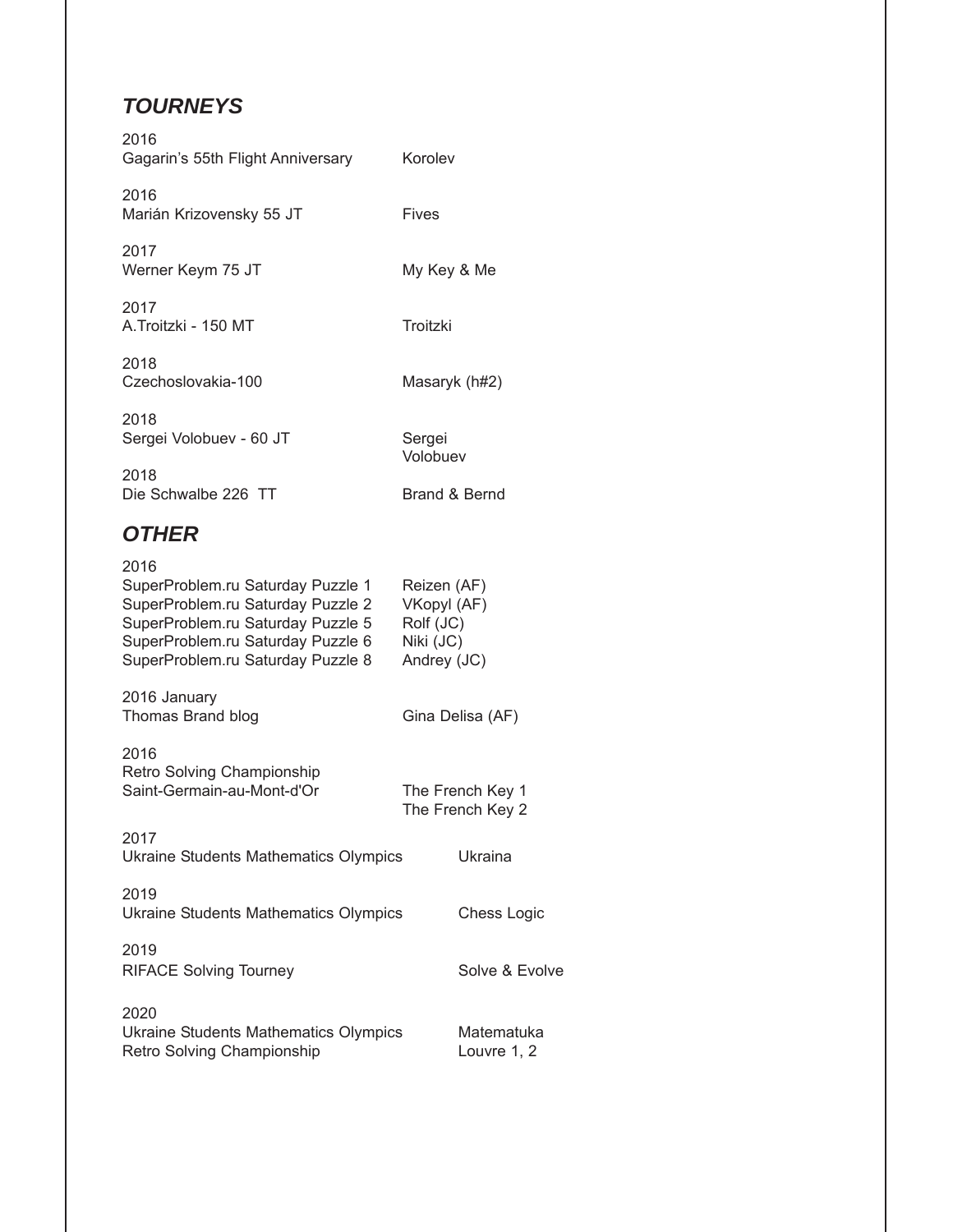## *TOURNEYS*

| Year / Tourney | Problem |
|---|---|
| 2016<br>Gagarin's 55th Flight Anniversary | Korolev |
| 2016<br>Marián Krizovensky 55 JT | Fives |
| 2017<br>Werner Keym 75 JT | My Key & Me |
| 2017<br>A.Troitzki - 150 MT | Troitzki |
| 2018<br>Czechoslovakia-100 | Masaryk (h#2) |
| 2018<br>Sergei Volobuev - 60 JT | Sergei Volobuev |
| 2018<br>Die Schwalbe 226 TT | Brand & Bernd |

## *OTHER*

| Year / Source | Problem |
|---|---|
| 2016<br>SuperProblem.ru Saturday Puzzle 1<br>SuperProblem.ru Saturday Puzzle 2<br>SuperProblem.ru Saturday Puzzle 5<br>SuperProblem.ru Saturday Puzzle 6<br>SuperProblem.ru Saturday Puzzle 8 | <br>Reizen (AF)<br>VKopyl (AF)<br>Rolf (JC)<br>Niki (JC)<br>Andrey (JC) |
| 2016 January<br>Thomas Brand blog | Gina Delisa (AF) |
| 2016<br>Retro Solving Championship<br>Saint-Germain-au-Mont-d'Or | The French Key 1<br>The French Key 2 |
| 2017<br>Ukraine Students Mathematics Olympics | Ukraina |
| 2019<br>Ukraine Students Mathematics Olympics | Chess Logic |
| 2019<br>RIFACE Solving Tourney | Solve & Evolve |
| 2020<br>Ukraine Students Mathematics Olympics<br>Retro Solving Championship | <br>Matematuka<br>Louvre 1, 2 |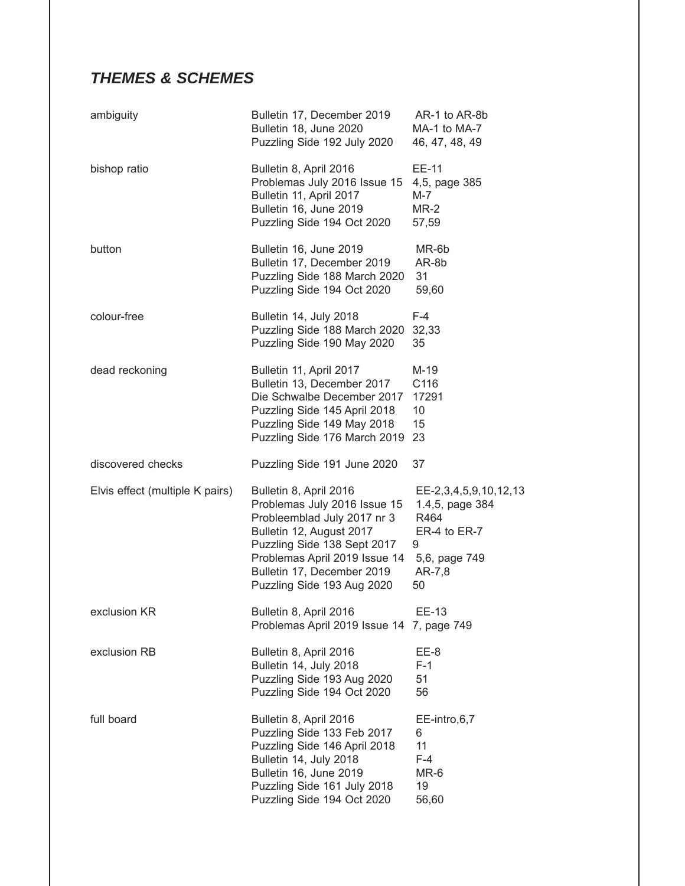## *THEMES & SCHEMES*

| Theme | Source | Reference |
| --- | --- | --- |
| ambiguity | Bulletin 17, December 2019 | AR-1 to AR-8b |
| | Bulletin 18, June 2020 | MA-1 to MA-7 |
| | Puzzling Side 192 July 2020 | 46, 47, 48, 49 |
| bishop ratio | Bulletin 8, April 2016 | EE-11 |
| | Problemas July 2016 Issue 15 | 4,5, page 385 |
| | Bulletin 11, April 2017 | M-7 |
| | Bulletin 16, June 2019 | MR-2 |
| | Puzzling Side 194 Oct 2020 | 57,59 |
| button | Bulletin 16, June 2019 | MR-6b |
| | Bulletin 17, December 2019 | AR-8b |
| | Puzzling Side 188 March 2020 | 31 |
| | Puzzling Side 194 Oct 2020 | 59,60 |
| colour-free | Bulletin 14, July 2018 | F-4 |
| | Puzzling Side 188 March 2020 | 32,33 |
| | Puzzling Side 190 May 2020 | 35 |
| dead reckoning | Bulletin 11, April 2017 | M-19 |
| | Bulletin 13, December 2017 | C116 |
| | Die Schwalbe December 2017 | 17291 |
| | Puzzling Side 145 April 2018 | 10 |
| | Puzzling Side 149 May 2018 | 15 |
| | Puzzling Side 176 March 2019 | 23 |
| discovered checks | Puzzling Side 191 June 2020 | 37 |
| Elvis effect (multiple K pairs) | Bulletin 8, April 2016 | EE-2,3,4,5,9,10,12,13 |
| | Problemas July 2016 Issue 15 | 1.4,5, page 384 |
| | Probleemblad July 2017 nr 3 | R464 |
| | Bulletin 12, August 2017 | ER-4 to ER-7 |
| | Puzzling Side 138 Sept 2017 | 9 |
| | Problemas April 2019 Issue 14 | 5,6, page 749 |
| | Bulletin 17, December 2019 | AR-7,8 |
| | Puzzling Side 193 Aug 2020 | 50 |
| exclusion KR | Bulletin 8, April 2016 | EE-13 |
| | Problemas April 2019 Issue 14 | 7, page 749 |
| exclusion RB | Bulletin 8, April 2016 | EE-8 |
| | Bulletin 14, July 2018 | F-1 |
| | Puzzling Side 193 Aug 2020 | 51 |
| | Puzzling Side 194 Oct 2020 | 56 |
| full board | Bulletin 8, April 2016 | EE-intro,6,7 |
| | Puzzling Side 133 Feb 2017 | 6 |
| | Puzzling Side 146 April 2018 | 11 |
| | Bulletin 14, July 2018 | F-4 |
| | Bulletin 16, June 2019 | MR-6 |
| | Puzzling Side 161 July 2018 | 19 |
| | Puzzling Side 194 Oct 2020 | 56,60 |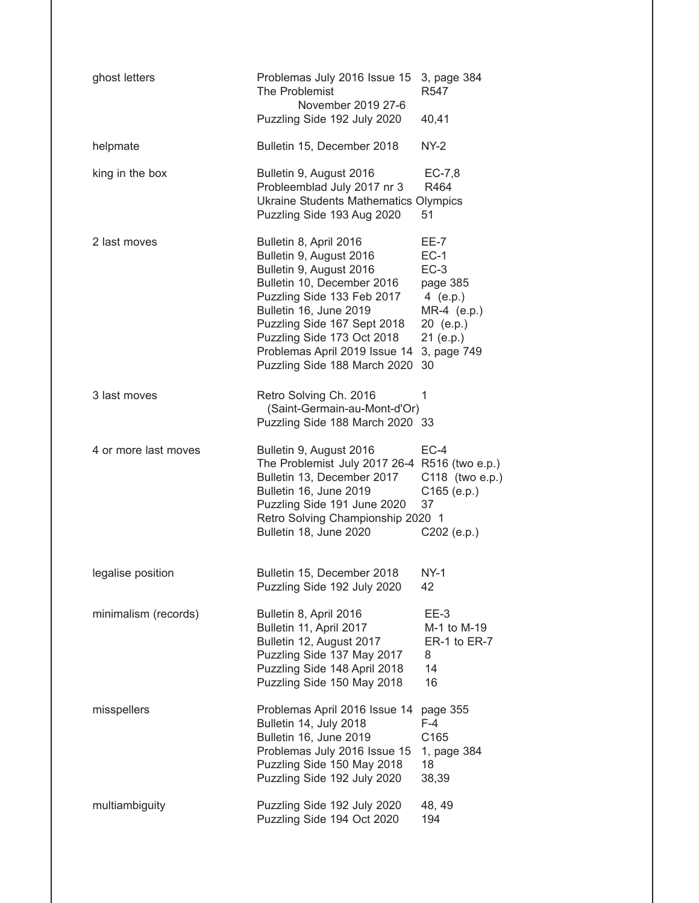| | | |
|---|---|---|
| ghost letters | Problemas July 2016 Issue 15 | 3, page 384 |
| | The Problemist November 2019 27-6 | R547 |
| | Puzzling Side 192 July 2020 | 40,41 |
| helpmate | Bulletin 15, December 2018 | NY-2 |
| king in the box | Bulletin 9, August 2016 | EC-7,8 |
| | Probleemblad July 2017 nr 3 | R464 |
| | Ukraine Students Mathematics Olympics | |
| | Puzzling Side 193 Aug 2020 | 51 |
| 2 last moves | Bulletin 8, April 2016 | EE-7 |
| | Bulletin 9, August 2016 | EC-1 |
| | Bulletin 9, August 2016 | EC-3 |
| | Bulletin 10, December 2016 | page 385 |
| | Puzzling Side 133 Feb 2017 | 4 (e.p.) |
| | Bulletin 16, June 2019 | MR-4 (e.p.) |
| | Puzzling Side 167 Sept 2018 | 20 (e.p.) |
| | Puzzling Side 173 Oct 2018 | 21 (e.p.) |
| | Problemas April 2019 Issue 14 | 3, page 749 |
| | Puzzling Side 188 March 2020 | 30 |
| 3 last moves | Retro Solving Ch. 2016 (Saint-Germain-au-Mont-d'Or) | 1 |
| | Puzzling Side 188 March 2020 | 33 |
| 4 or more last moves | Bulletin 9, August 2016 | EC-4 |
| | The Problemist July 2017 26-4 | R516 (two e.p.) |
| | Bulletin 13, December 2017 | C118 (two e.p.) |
| | Bulletin 16, June 2019 | C165 (e.p.) |
| | Puzzling Side 191 June 2020 | 37 |
| | Retro Solving Championship 2020 | 1 |
| | Bulletin 18, June 2020 | C202 (e.p.) |
| legalise position | Bulletin 15, December 2018 | NY-1 |
| | Puzzling Side 192 July 2020 | 42 |
| minimalism (records) | Bulletin 8, April 2016 | EE-3 |
| | Bulletin 11, April 2017 | M-1 to M-19 |
| | Bulletin 12, August 2017 | ER-1 to ER-7 |
| | Puzzling Side 137 May 2017 | 8 |
| | Puzzling Side 148 April 2018 | 14 |
| | Puzzling Side 150 May 2018 | 16 |
| misspellers | Problemas April 2016 Issue 14 | page 355 |
| | Bulletin 14, July 2018 | F-4 |
| | Bulletin 16, June 2019 | C165 |
| | Problemas July 2016 Issue 15 | 1, page 384 |
| | Puzzling Side 150 May 2018 | 18 |
| | Puzzling Side 192 July 2020 | 38,39 |
| multiambiguity | Puzzling Side 192 July 2020 | 48, 49 |
| | Puzzling Side 194 Oct 2020 | 194 |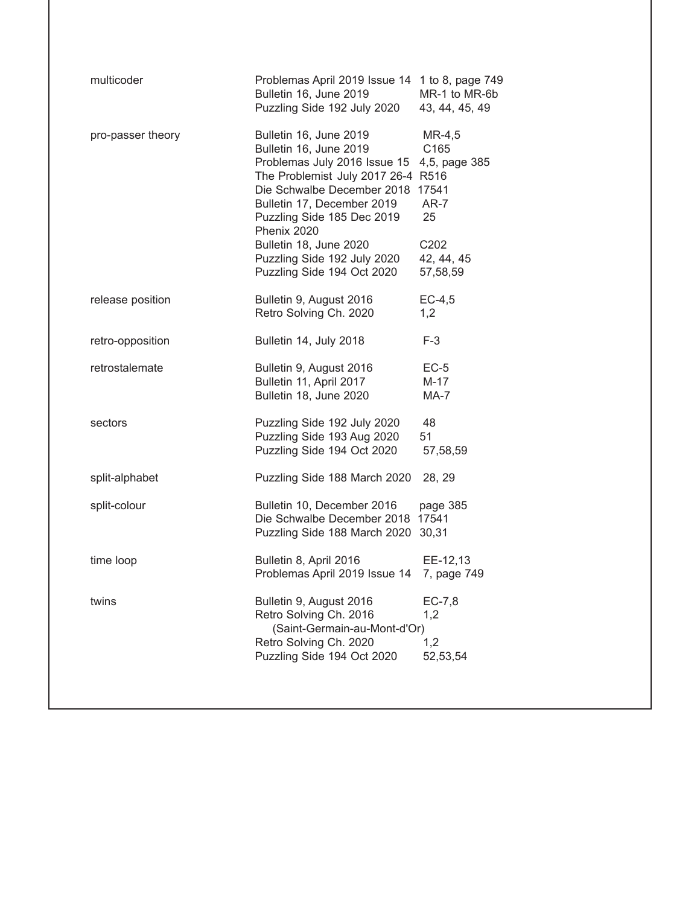| | | |
|---|---|---|
| multicoder | Problemas April 2019 Issue 14 | 1 to 8, page 749 |
| | Bulletin 16, June 2019 | MR-1 to MR-6b |
| | Puzzling Side 192 July 2020 | 43, 44, 45, 49 |
| pro-passer theory | Bulletin 16, June 2019 | MR-4,5 |
| | Bulletin 16, June 2019 | C165 |
| | Problemas July 2016 Issue 15 | 4,5, page 385 |
| | The Problemist July 2017 26-4 | R516 |
| | Die Schwalbe December 2018 | 17541 |
| | Bulletin 17, December 2019 | AR-7 |
| | Puzzling Side 185 Dec 2019 | 25 |
| | Phenix 2020 | |
| | Bulletin 18, June 2020 | C202 |
| | Puzzling Side 192 July 2020 | 42, 44, 45 |
| | Puzzling Side 194 Oct 2020 | 57,58,59 |
| release position | Bulletin 9, August 2016 | EC-4,5 |
| | Retro Solving Ch. 2020 | 1,2 |
| retro-opposition | Bulletin 14, July 2018 | F-3 |
| retrostalemate | Bulletin 9, August 2016 | EC-5 |
| | Bulletin 11, April 2017 | M-17 |
| | Bulletin 18, June 2020 | MA-7 |
| sectors | Puzzling Side 192 July 2020 | 48 |
| | Puzzling Side 193 Aug 2020 | 51 |
| | Puzzling Side 194 Oct 2020 | 57,58,59 |
| split-alphabet | Puzzling Side 188 March 2020 | 28, 29 |
| split-colour | Bulletin 10, December 2016 | page 385 |
| | Die Schwalbe December 2018 | 17541 |
| | Puzzling Side 188 March 2020 | 30,31 |
| time loop | Bulletin 8, April 2016 | EE-12,13 |
| | Problemas April 2019 Issue 14 | 7, page 749 |
| twins | Bulletin 9, August 2016 | EC-7,8 |
| | Retro Solving Ch. 2016 (Saint-Germain-au-Mont-d'Or) | 1,2 |
| | Retro Solving Ch. 2020 | 1,2 |
| | Puzzling Side 194 Oct 2020 | 52,53,54 |